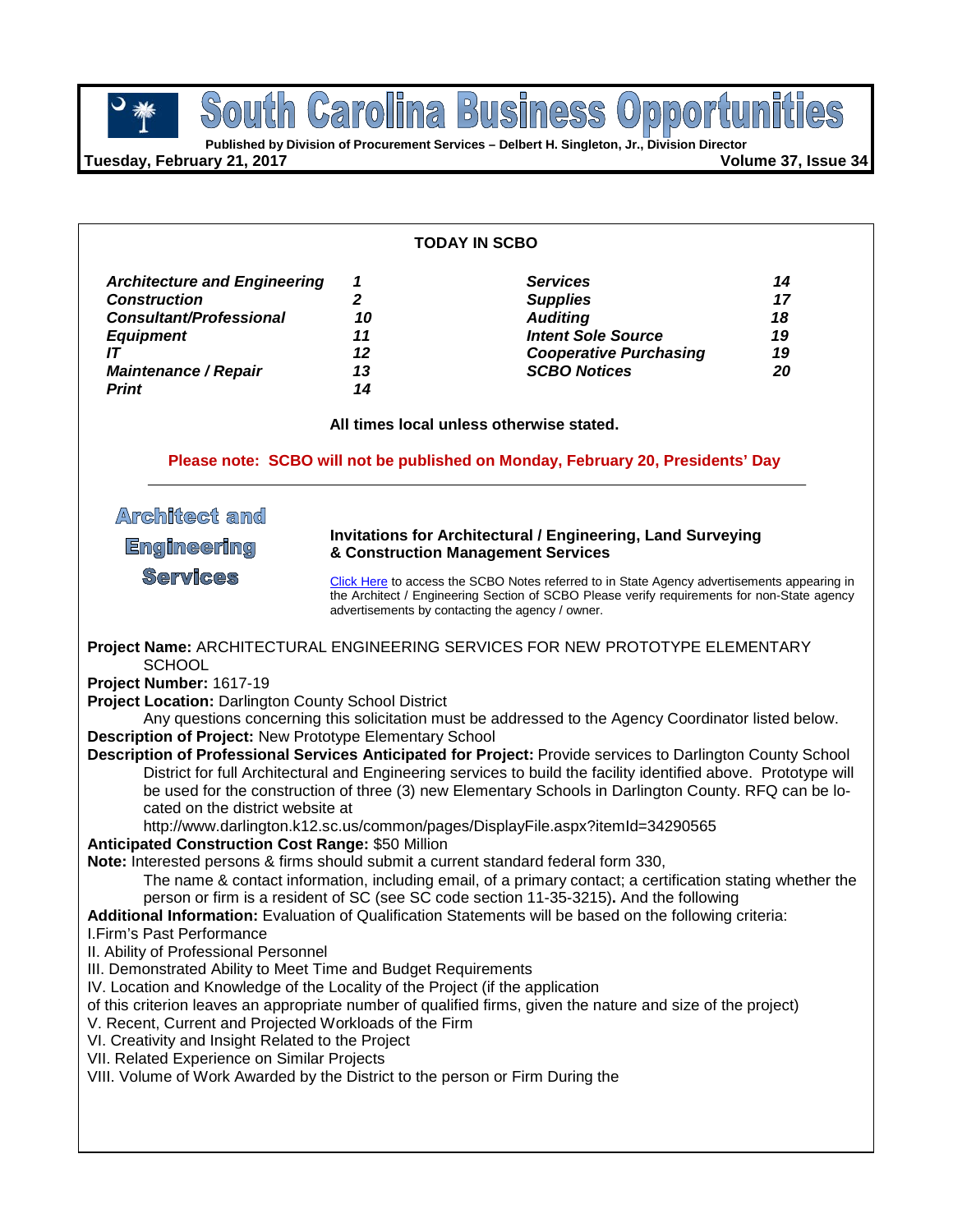# South Carolina Business Opportunities

**Published by Division of Procurement Services – Delbert H. Singleton, Jr., Division Director**

**Tuesday, February 21, 2017** **Volume 37, Issue 34**

**TODAY IN SCBO**

| | | | |
|---|---|---|---|
| ***Architecture and Engineering*** | ***1*** | ***Services*** | ***14*** |
| ***Construction*** | ***2*** | ***Supplies*** | ***17*** |
| ***Consultant/Professional*** | ***10*** | ***Auditing*** | ***18*** |
| ***Equipment*** | ***11*** | ***Intent Sole Source*** | ***19*** |
| ***IT*** | ***12*** | ***Cooperative Purchasing*** | ***19*** |
| ***Maintenance / Repair*** | ***13*** | ***SCBO Notices*** | ***20*** |
| ***Print*** | ***14*** | | |

**All times local unless otherwise stated.**

**Please note: SCBO will not be published on Monday, February 20, Presidents' Day**

## Architect and Engineering Services

### Invitations for Architectural / Engineering, Land Surveying & Construction Management Services

Click Here to access the SCBO Notes referred to in State Agency advertisements appearing in the Architect / Engineering Section of SCBO Please verify requirements for non-State agency advertisements by contacting the agency / owner.

**Project Name:** ARCHITECTURAL ENGINEERING SERVICES FOR NEW PROTOTYPE ELEMENTARY SCHOOL
**Project Number:** 1617-19
**Project Location:** Darlington County School District
Any questions concerning this solicitation must be addressed to the Agency Coordinator listed below.
**Description of Project:** New Prototype Elementary School
**Description of Professional Services Anticipated for Project:** Provide services to Darlington County School District for full Architectural and Engineering services to build the facility identified above. Prototype will be used for the construction of three (3) new Elementary Schools in Darlington County. RFQ can be located on the district website at
http://www.darlington.k12.sc.us/common/pages/DisplayFile.aspx?itemId=34290565
**Anticipated Construction Cost Range:** $50 Million
**Note:** Interested persons & firms should submit a current standard federal form 330,
The name & contact information, including email, of a primary contact; a certification stating whether the person or firm is a resident of SC (see SC code section 11-35-3215)**.** And the following
**Additional Information:** Evaluation of Qualification Statements will be based on the following criteria:
I.Firm's Past Performance
II. Ability of Professional Personnel
III. Demonstrated Ability to Meet Time and Budget Requirements
IV. Location and Knowledge of the Locality of the Project (if the application
of this criterion leaves an appropriate number of qualified firms, given the nature and size of the project)
V. Recent, Current and Projected Workloads of the Firm
VI. Creativity and Insight Related to the Project
VII. Related Experience on Similar Projects
VIII. Volume of Work Awarded by the District to the person or Firm During the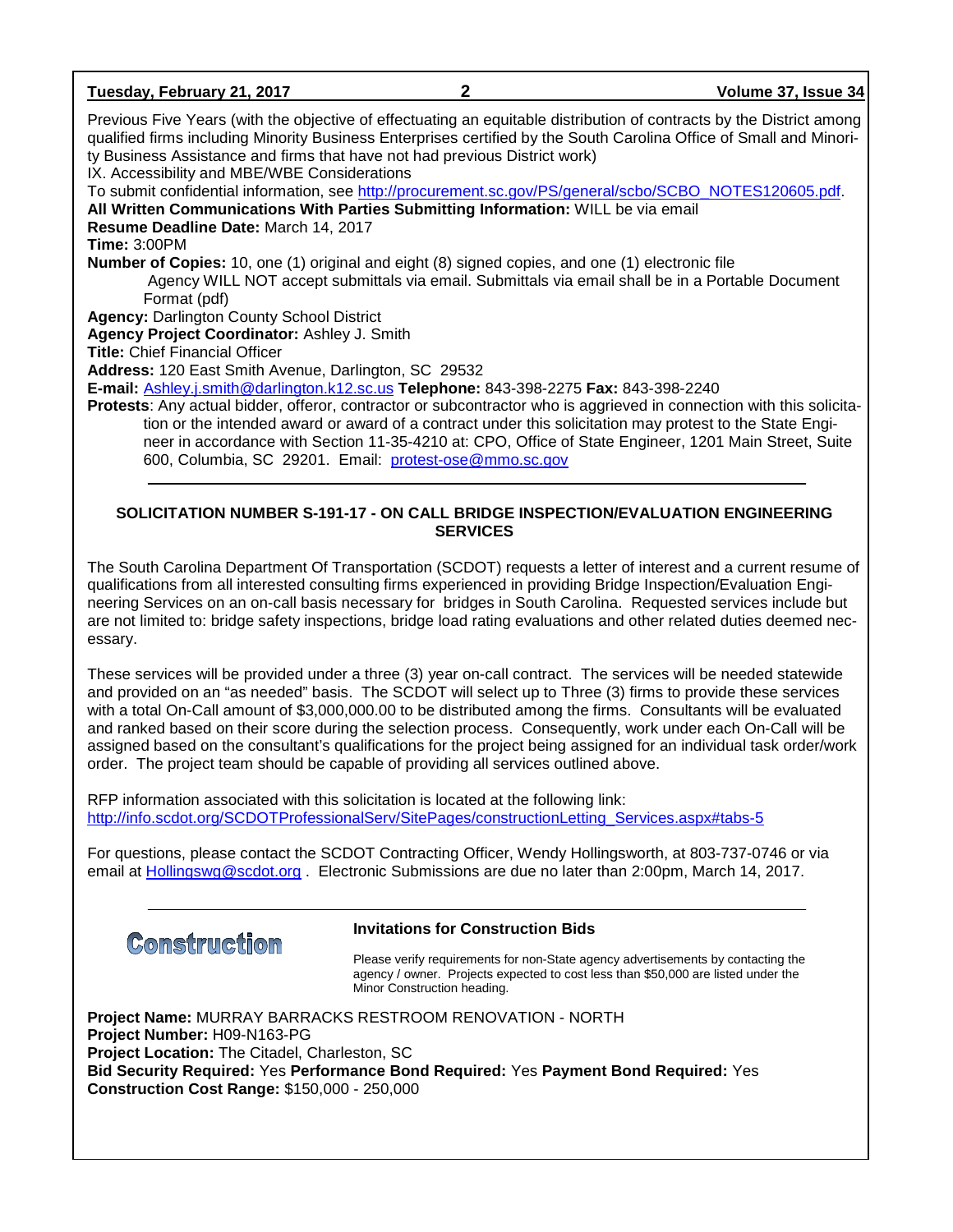Previous Five Years (with the objective of effectuating an equitable distribution of contracts by the District among qualified firms including Minority Business Enterprises certified by the South Carolina Office of Small and Minority Business Assistance and firms that have not had previous District work)

IX. Accessibility and MBE/WBE Considerations

To submit confidential information, see http://procurement.sc.gov/PS/general/scbo/SCBO_NOTES120605.pdf.

**All Written Communications With Parties Submitting Information:** WILL be via email

**Resume Deadline Date:** March 14, 2017

**Time:** 3:00PM

**Number of Copies:** 10, one (1) original and eight (8) signed copies, and one (1) electronic file
Agency WILL NOT accept submittals via email. Submittals via email shall be in a Portable Document Format (pdf)

**Agency:** Darlington County School District

**Agency Project Coordinator:** Ashley J. Smith

**Title:** Chief Financial Officer

**Address:** 120 East Smith Avenue, Darlington, SC 29532

**E-mail:** Ashley.j.smith@darlington.k12.sc.us **Telephone:** 843-398-2275 **Fax:** 843-398-2240

**Protests**: Any actual bidder, offeror, contractor or subcontractor who is aggrieved in connection with this solicitation or the intended award or award of a contract under this solicitation may protest to the State Engineer in accordance with Section 11-35-4210 at: CPO, Office of State Engineer, 1201 Main Street, Suite 600, Columbia, SC 29201. Email: protest-ose@mmo.sc.gov

---

## SOLICITATION NUMBER S-191-17 - ON CALL BRIDGE INSPECTION/EVALUATION ENGINEERING SERVICES

The South Carolina Department Of Transportation (SCDOT) requests a letter of interest and a current resume of qualifications from all interested consulting firms experienced in providing Bridge Inspection/Evaluation Engineering Services on an on-call basis necessary for bridges in South Carolina. Requested services include but are not limited to: bridge safety inspections, bridge load rating evaluations and other related duties deemed necessary.

These services will be provided under a three (3) year on-call contract. The services will be needed statewide and provided on an "as needed" basis. The SCDOT will select up to Three (3) firms to provide these services with a total On-Call amount of $3,000,000.00 to be distributed among the firms. Consultants will be evaluated and ranked based on their score during the selection process. Consequently, work under each On-Call will be assigned based on the consultant's qualifications for the project being assigned for an individual task order/work order. The project team should be capable of providing all services outlined above.

RFP information associated with this solicitation is located at the following link:
http://info.scdot.org/SCDOTProfessionalServ/SitePages/constructionLetting_Services.aspx#tabs-5

For questions, please contact the SCDOT Contracting Officer, Wendy Hollingsworth, at 803-737-0746 or via email at Hollingswg@scdot.org . Electronic Submissions are due no later than 2:00pm, March 14, 2017.

---

# Construction

### Invitations for Construction Bids

Please verify requirements for non-State agency advertisements by contacting the agency / owner. Projects expected to cost less than $50,000 are listed under the Minor Construction heading.

**Project Name:** MURRAY BARRACKS RESTROOM RENOVATION - NORTH

**Project Number:** H09-N163-PG

**Project Location:** The Citadel, Charleston, SC

**Bid Security Required:** Yes **Performance Bond Required:** Yes **Payment Bond Required:** Yes

**Construction Cost Range:** $150,000 - 250,000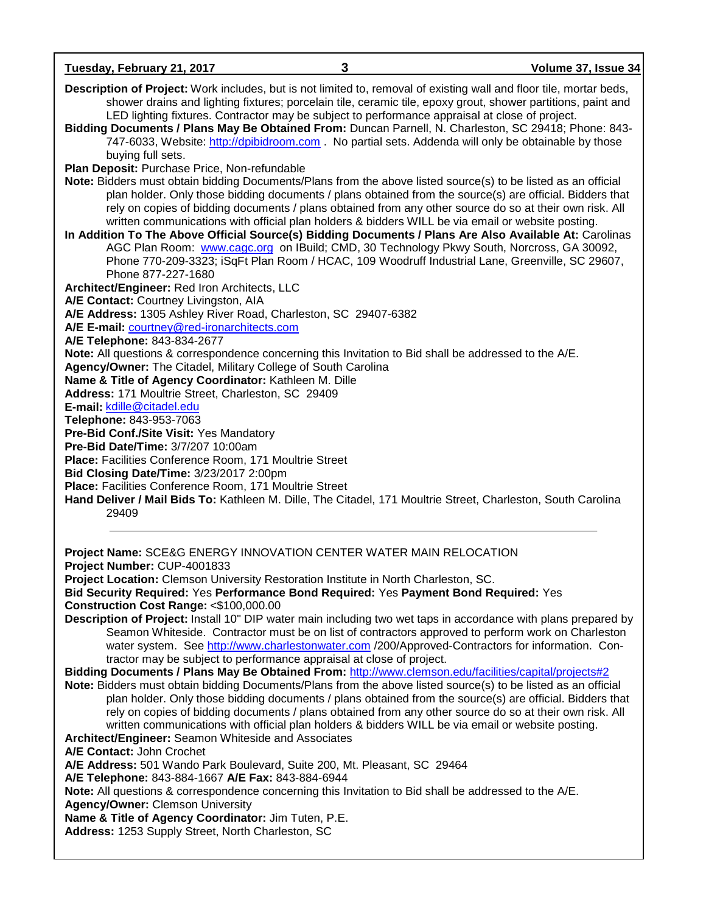**Description of Project:** Work includes, but is not limited to, removal of existing wall and floor tile, mortar beds, shower drains and lighting fixtures; porcelain tile, ceramic tile, epoxy grout, shower partitions, paint and LED lighting fixtures. Contractor may be subject to performance appraisal at close of project.

**Bidding Documents / Plans May Be Obtained From:** Duncan Parnell, N. Charleston, SC 29418; Phone: 843-747-6033, Website: http://dpibidroom.com . No partial sets. Addenda will only be obtainable by those buying full sets.

**Plan Deposit:** Purchase Price, Non-refundable

**Note:** Bidders must obtain bidding Documents/Plans from the above listed source(s) to be listed as an official plan holder. Only those bidding documents / plans obtained from the source(s) are official. Bidders that rely on copies of bidding documents / plans obtained from any other source do so at their own risk. All written communications with official plan holders & bidders WILL be via email or website posting.

**In Addition To The Above Official Source(s) Bidding Documents / Plans Are Also Available At:** Carolinas AGC Plan Room: www.cagc.org on IBuild; CMD, 30 Technology Pkwy South, Norcross, GA 30092, Phone 770-209-3323; iSqFt Plan Room / HCAC, 109 Woodruff Industrial Lane, Greenville, SC 29607, Phone 877-227-1680

**Architect/Engineer:** Red Iron Architects, LLC

**A/E Contact:** Courtney Livingston, AIA

**A/E Address:** 1305 Ashley River Road, Charleston, SC 29407-6382

**A/E E-mail:** courtney@red-ironarchitects.com

**A/E Telephone:** 843-834-2677

**Note:** All questions & correspondence concerning this Invitation to Bid shall be addressed to the A/E.

**Agency/Owner:** The Citadel, Military College of South Carolina

**Name & Title of Agency Coordinator:** Kathleen M. Dille

**Address:** 171 Moultrie Street, Charleston, SC 29409

**E-mail:** kdille@citadel.edu

**Telephone:** 843-953-7063

**Pre-Bid Conf./Site Visit:** Yes Mandatory

**Pre-Bid Date/Time:** 3/7/207 10:00am

**Place:** Facilities Conference Room, 171 Moultrie Street

**Bid Closing Date/Time:** 3/23/2017 2:00pm

**Place:** Facilities Conference Room, 171 Moultrie Street

**Hand Deliver / Mail Bids To:** Kathleen M. Dille, The Citadel, 171 Moultrie Street, Charleston, South Carolina 29409

---

**Project Name:** SCE&G ENERGY INNOVATION CENTER WATER MAIN RELOCATION

**Project Number:** CUP-4001833

**Project Location:** Clemson University Restoration Institute in North Charleston, SC.

**Bid Security Required:** Yes **Performance Bond Required:** Yes **Payment Bond Required:** Yes

**Construction Cost Range:** <$100,000.00

**Description of Project:** Install 10" DIP water main including two wet taps in accordance with plans prepared by Seamon Whiteside. Contractor must be on list of contractors approved to perform work on Charleston water system. See http://www.charlestonwater.com /200/Approved-Contractors for information. Contractor may be subject to performance appraisal at close of project.

**Bidding Documents / Plans May Be Obtained From:** http://www.clemson.edu/facilities/capital/projects#2

**Note:** Bidders must obtain bidding Documents/Plans from the above listed source(s) to be listed as an official plan holder. Only those bidding documents / plans obtained from the source(s) are official. Bidders that rely on copies of bidding documents / plans obtained from any other source do so at their own risk. All written communications with official plan holders & bidders WILL be via email or website posting.

**Architect/Engineer:** Seamon Whiteside and Associates

**A/E Contact:** John Crochet

**A/E Address:** 501 Wando Park Boulevard, Suite 200, Mt. Pleasant, SC 29464

**A/E Telephone:** 843-884-1667 **A/E Fax:** 843-884-6944

**Note:** All questions & correspondence concerning this Invitation to Bid shall be addressed to the A/E.

**Agency/Owner:** Clemson University

**Name & Title of Agency Coordinator:** Jim Tuten, P.E.

**Address:** 1253 Supply Street, North Charleston, SC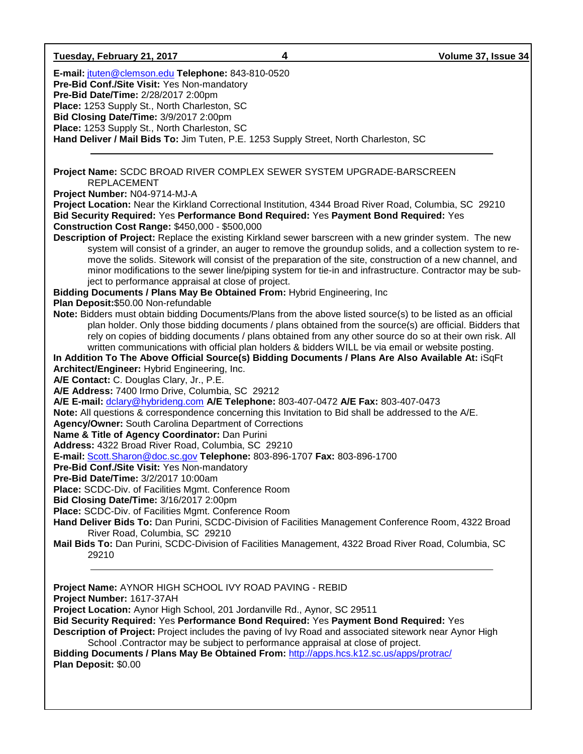**E-mail:** jtuten@clemson.edu **Telephone:** 843-810-0520
**Pre-Bid Conf./Site Visit:** Yes Non-mandatory
**Pre-Bid Date/Time:** 2/28/2017 2:00pm
**Place:** 1253 Supply St., North Charleston, SC
**Bid Closing Date/Time:** 3/9/2017 2:00pm
**Place:** 1253 Supply St., North Charleston, SC
**Hand Deliver / Mail Bids To:** Jim Tuten, P.E. 1253 Supply Street, North Charleston, SC

---

**Project Name:** SCDC BROAD RIVER COMPLEX SEWER SYSTEM UPGRADE-BARSCREEN REPLACEMENT
**Project Number:** N04-9714-MJ-A
**Project Location:** Near the Kirkland Correctional Institution, 4344 Broad River Road, Columbia, SC 29210
**Bid Security Required:** Yes **Performance Bond Required:** Yes **Payment Bond Required:** Yes
**Construction Cost Range:** $450,000 - $500,000
**Description of Project:** Replace the existing Kirkland sewer barscreen with a new grinder system. The new system will consist of a grinder, an auger to remove the groundup solids, and a collection system to remove the solids. Sitework will consist of the preparation of the site, construction of a new channel, and minor modifications to the sewer line/piping system for tie-in and infrastructure. Contractor may be subject to performance appraisal at close of project.
**Bidding Documents / Plans May Be Obtained From:** Hybrid Engineering, Inc
**Plan Deposit:**$50.00 Non-refundable
**Note:** Bidders must obtain bidding Documents/Plans from the above listed source(s) to be listed as an official plan holder. Only those bidding documents / plans obtained from the source(s) are official. Bidders that rely on copies of bidding documents / plans obtained from any other source do so at their own risk. All written communications with official plan holders & bidders WILL be via email or website posting.
**In Addition To The Above Official Source(s) Bidding Documents / Plans Are Also Available At:** iSqFt
**Architect/Engineer:** Hybrid Engineering, Inc.
**A/E Contact:** C. Douglas Clary, Jr., P.E.
**A/E Address:** 7400 Irmo Drive, Columbia, SC 29212
**A/E E-mail:** dclary@hybrideng.com **A/E Telephone:** 803-407-0472 **A/E Fax:** 803-407-0473
**Note:** All questions & correspondence concerning this Invitation to Bid shall be addressed to the A/E.
**Agency/Owner:** South Carolina Department of Corrections
**Name & Title of Agency Coordinator:** Dan Purini
**Address:** 4322 Broad River Road, Columbia, SC 29210
**E-mail:** Scott.Sharon@doc.sc.gov **Telephone:** 803-896-1707 **Fax:** 803-896-1700
**Pre-Bid Conf./Site Visit:** Yes Non-mandatory
**Pre-Bid Date/Time:** 3/2/2017 10:00am
**Place:** SCDC-Div. of Facilities Mgmt. Conference Room
**Bid Closing Date/Time:** 3/16/2017 2:00pm
**Place:** SCDC-Div. of Facilities Mgmt. Conference Room
**Hand Deliver Bids To:** Dan Purini, SCDC-Division of Facilities Management Conference Room, 4322 Broad River Road, Columbia, SC 29210
**Mail Bids To:** Dan Purini, SCDC-Division of Facilities Management, 4322 Broad River Road, Columbia, SC 29210

---

**Project Name:** AYNOR HIGH SCHOOL IVY ROAD PAVING - REBID
**Project Number:** 1617-37AH
**Project Location:** Aynor High School, 201 Jordanville Rd., Aynor, SC 29511
**Bid Security Required:** Yes **Performance Bond Required:** Yes **Payment Bond Required:** Yes
**Description of Project:** Project includes the paving of Ivy Road and associated sitework near Aynor High School .Contractor may be subject to performance appraisal at close of project.
**Bidding Documents / Plans May Be Obtained From:** http://apps.hcs.k12.sc.us/apps/protrac/
**Plan Deposit:** $0.00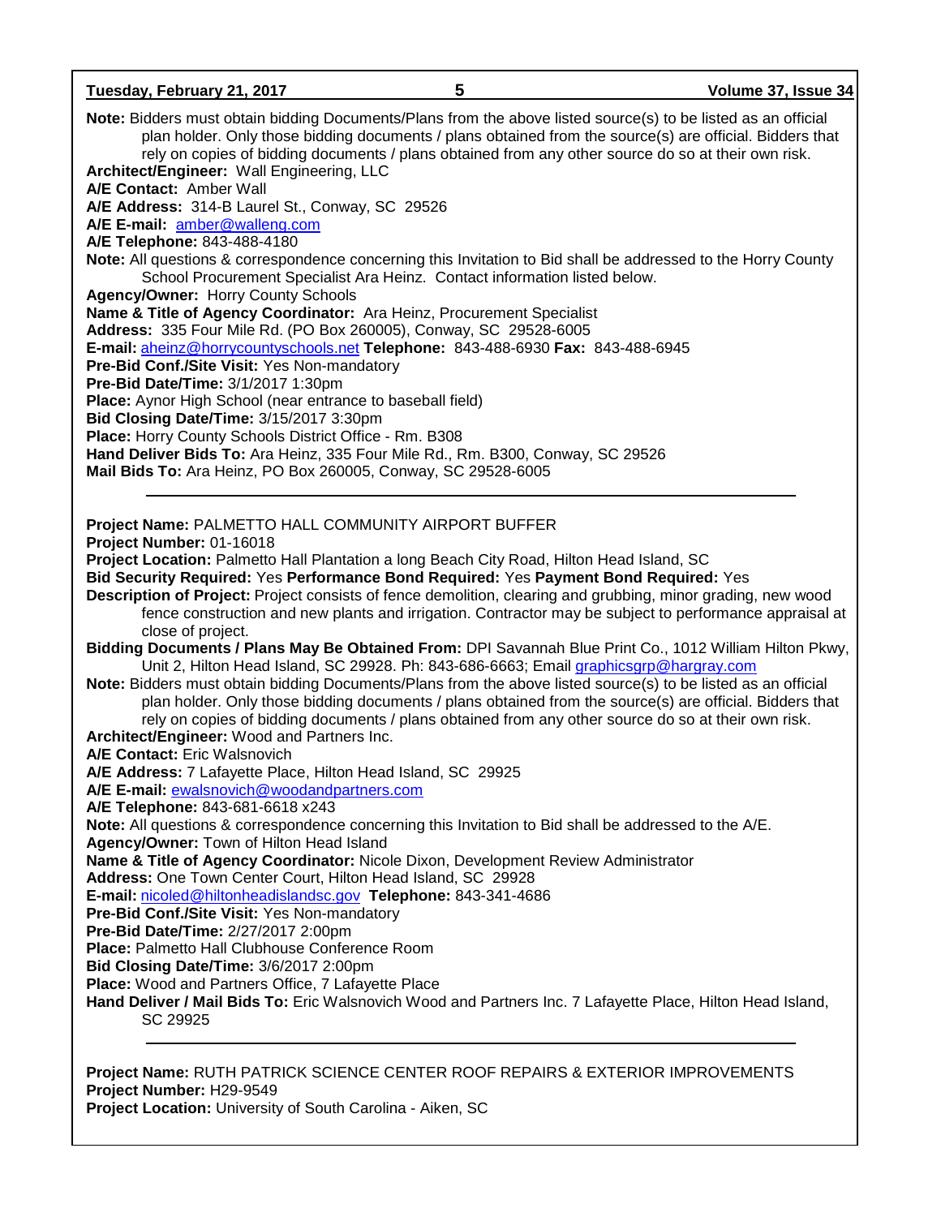**Note:** Bidders must obtain bidding Documents/Plans from the above listed source(s) to be listed as an official plan holder. Only those bidding documents / plans obtained from the source(s) are official. Bidders that rely on copies of bidding documents / plans obtained from any other source do so at their own risk.
**Architect/Engineer:** Wall Engineering, LLC
**A/E Contact:** Amber Wall
**A/E Address:** 314-B Laurel St., Conway, SC 29526
**A/E E-mail:** amber@walleng.com
**A/E Telephone:** 843-488-4180
**Note:** All questions & correspondence concerning this Invitation to Bid shall be addressed to the Horry County School Procurement Specialist Ara Heinz. Contact information listed below.
**Agency/Owner:** Horry County Schools
**Name & Title of Agency Coordinator:** Ara Heinz, Procurement Specialist
**Address:** 335 Four Mile Rd. (PO Box 260005), Conway, SC 29528-6005
**E-mail:** aheinz@horrycountyschools.net **Telephone:** 843-488-6930 **Fax:** 843-488-6945
**Pre-Bid Conf./Site Visit:** Yes Non-mandatory
**Pre-Bid Date/Time:** 3/1/2017 1:30pm
**Place:** Aynor High School (near entrance to baseball field)
**Bid Closing Date/Time:** 3/15/2017 3:30pm
**Place:** Horry County Schools District Office - Rm. B308
**Hand Deliver Bids To:** Ara Heinz, 335 Four Mile Rd., Rm. B300, Conway, SC 29526
**Mail Bids To:** Ara Heinz, PO Box 260005, Conway, SC 29528-6005

---

**Project Name:** PALMETTO HALL COMMUNITY AIRPORT BUFFER
**Project Number:** 01-16018
**Project Location:** Palmetto Hall Plantation a long Beach City Road, Hilton Head Island, SC
**Bid Security Required:** Yes **Performance Bond Required:** Yes **Payment Bond Required:** Yes
**Description of Project:** Project consists of fence demolition, clearing and grubbing, minor grading, new wood fence construction and new plants and irrigation. Contractor may be subject to performance appraisal at close of project.
**Bidding Documents / Plans May Be Obtained From:** DPI Savannah Blue Print Co., 1012 William Hilton Pkwy, Unit 2, Hilton Head Island, SC 29928. Ph: 843-686-6663; Email graphicsgrp@hargray.com
**Note:** Bidders must obtain bidding Documents/Plans from the above listed source(s) to be listed as an official plan holder. Only those bidding documents / plans obtained from the source(s) are official. Bidders that rely on copies of bidding documents / plans obtained from any other source do so at their own risk.
**Architect/Engineer:** Wood and Partners Inc.
**A/E Contact:** Eric Walsnovich
**A/E Address:** 7 Lafayette Place, Hilton Head Island, SC 29925
**A/E E-mail:** ewalsnovich@woodandpartners.com
**A/E Telephone:** 843-681-6618 x243
**Note:** All questions & correspondence concerning this Invitation to Bid shall be addressed to the A/E.
**Agency/Owner:** Town of Hilton Head Island
**Name & Title of Agency Coordinator:** Nicole Dixon, Development Review Administrator
**Address:** One Town Center Court, Hilton Head Island, SC 29928
**E-mail:** nicoled@hiltonheadislandsc.gov **Telephone:** 843-341-4686
**Pre-Bid Conf./Site Visit:** Yes Non-mandatory
**Pre-Bid Date/Time:** 2/27/2017 2:00pm
**Place:** Palmetto Hall Clubhouse Conference Room
**Bid Closing Date/Time:** 3/6/2017 2:00pm
**Place:** Wood and Partners Office, 7 Lafayette Place
**Hand Deliver / Mail Bids To:** Eric Walsnovich Wood and Partners Inc. 7 Lafayette Place, Hilton Head Island, SC 29925

---

**Project Name:** RUTH PATRICK SCIENCE CENTER ROOF REPAIRS & EXTERIOR IMPROVEMENTS
**Project Number:** H29-9549
**Project Location:** University of South Carolina - Aiken, SC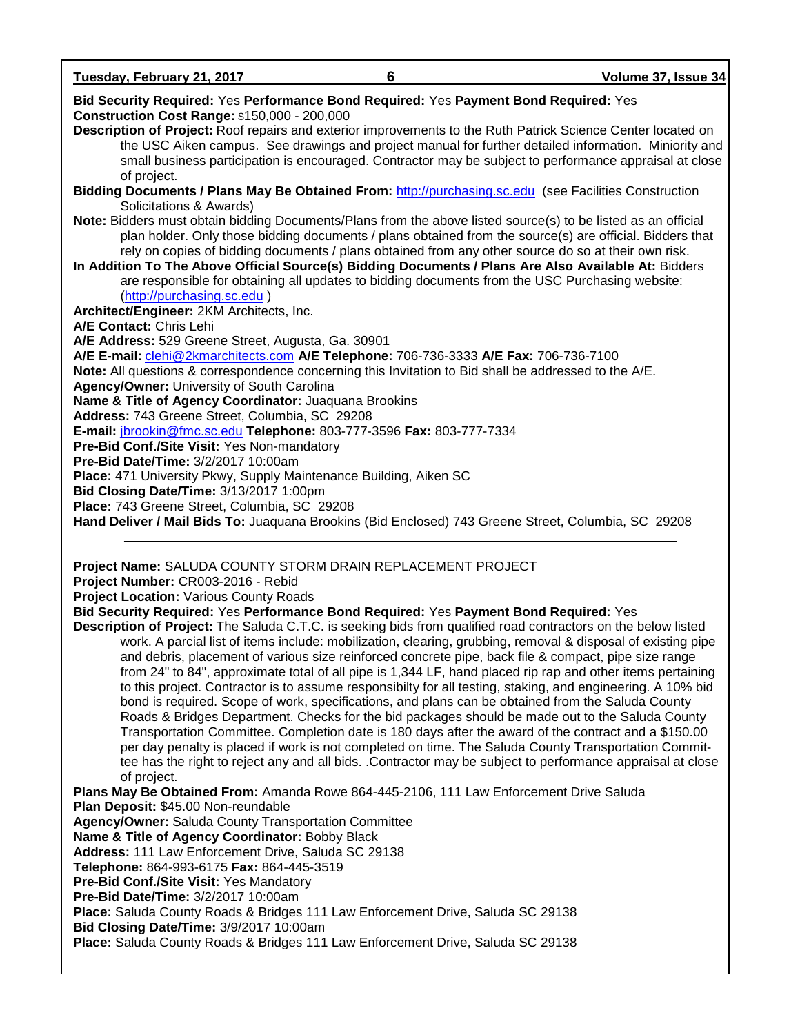**Bid Security Required:** Yes **Performance Bond Required:** Yes **Payment Bond Required:** Yes
**Construction Cost Range:** $150,000 - 200,000
**Description of Project:** Roof repairs and exterior improvements to the Ruth Patrick Science Center located on the USC Aiken campus. See drawings and project manual for further detailed information. Miniority and small business participation is encouraged. Contractor may be subject to performance appraisal at close of project.
**Bidding Documents / Plans May Be Obtained From:** http://purchasing.sc.edu (see Facilities Construction Solicitations & Awards)
**Note:** Bidders must obtain bidding Documents/Plans from the above listed source(s) to be listed as an official plan holder. Only those bidding documents / plans obtained from the source(s) are official. Bidders that rely on copies of bidding documents / plans obtained from any other source do so at their own risk.
**In Addition To The Above Official Source(s) Bidding Documents / Plans Are Also Available At:** Bidders are responsible for obtaining all updates to bidding documents from the USC Purchasing website: (http://purchasing.sc.edu )
**Architect/Engineer:** 2KM Architects, Inc.
**A/E Contact:** Chris Lehi
**A/E Address:** 529 Greene Street, Augusta, Ga. 30901
**A/E E-mail:** clehi@2kmarchitects.com **A/E Telephone:** 706-736-3333 **A/E Fax:** 706-736-7100
**Note:** All questions & correspondence concerning this Invitation to Bid shall be addressed to the A/E.
**Agency/Owner:** University of South Carolina
**Name & Title of Agency Coordinator:** Juaquana Brookins
**Address:** 743 Greene Street, Columbia, SC 29208
**E-mail:** jbrookin@fmc.sc.edu **Telephone:** 803-777-3596 **Fax:** 803-777-7334
**Pre-Bid Conf./Site Visit:** Yes Non-mandatory
**Pre-Bid Date/Time:** 3/2/2017 10:00am
**Place:** 471 University Pkwy, Supply Maintenance Building, Aiken SC
**Bid Closing Date/Time:** 3/13/2017 1:00pm
**Place:** 743 Greene Street, Columbia, SC 29208
**Hand Deliver / Mail Bids To:** Juaquana Brookins (Bid Enclosed) 743 Greene Street, Columbia, SC 29208

---

**Project Name:** SALUDA COUNTY STORM DRAIN REPLACEMENT PROJECT
**Project Number:** CR003-2016 - Rebid
**Project Location:** Various County Roads
**Bid Security Required:** Yes **Performance Bond Required:** Yes **Payment Bond Required:** Yes
**Description of Project:** The Saluda C.T.C. is seeking bids from qualified road contractors on the below listed work. A parcial list of items include: mobilization, clearing, grubbing, removal & disposal of existing pipe and debris, placement of various size reinforced concrete pipe, back file & compact, pipe size range from 24" to 84", approximate total of all pipe is 1,344 LF, hand placed rip rap and other items pertaining to this project. Contractor is to assume responsibilty for all testing, staking, and engineering. A 10% bid bond is required. Scope of work, specifications, and plans can be obtained from the Saluda County Roads & Bridges Department. Checks for the bid packages should be made out to the Saluda County Transportation Committee. Completion date is 180 days after the award of the contract and a $150.00 per day penalty is placed if work is not completed on time. The Saluda County Transportation Committee has the right to reject any and all bids. .Contractor may be subject to performance appraisal at close of project.
**Plans May Be Obtained From:** Amanda Rowe 864-445-2106, 111 Law Enforcement Drive Saluda
**Plan Deposit:** $45.00 Non-reundable
**Agency/Owner:** Saluda County Transportation Committee
**Name & Title of Agency Coordinator:** Bobby Black
**Address:** 111 Law Enforcement Drive, Saluda SC 29138
**Telephone:** 864-993-6175 **Fax:** 864-445-3519
**Pre-Bid Conf./Site Visit:** Yes Mandatory
**Pre-Bid Date/Time:** 3/2/2017 10:00am
**Place:** Saluda County Roads & Bridges 111 Law Enforcement Drive, Saluda SC 29138
**Bid Closing Date/Time:** 3/9/2017 10:00am
**Place:** Saluda County Roads & Bridges 111 Law Enforcement Drive, Saluda SC 29138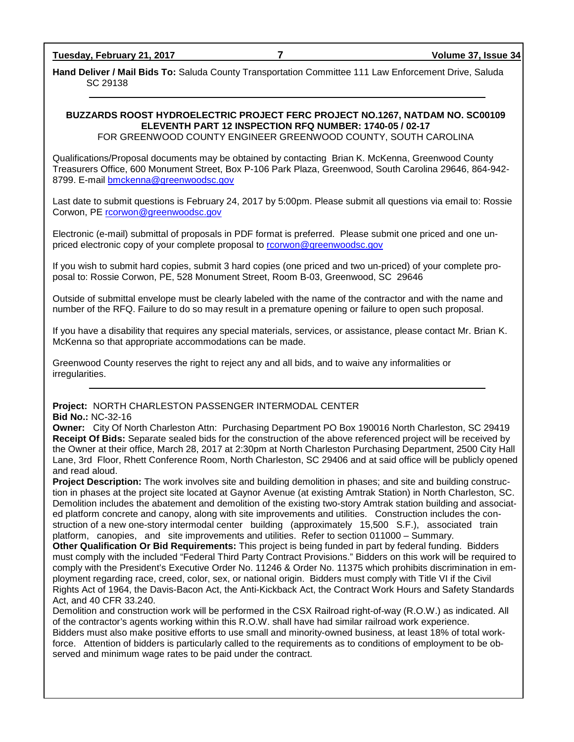**Hand Deliver / Mail Bids To:** Saluda County Transportation Committee 111 Law Enforcement Drive, Saluda SC 29138

---

**BUZZARDS ROOST HYDROELECTRIC PROJECT FERC PROJECT NO.1267, NATDAM NO. SC00109**
**ELEVENTH PART 12 INSPECTION RFQ NUMBER: 1740-05 / 02-17**
FOR GREENWOOD COUNTY ENGINEER GREENWOOD COUNTY, SOUTH CAROLINA

Qualifications/Proposal documents may be obtained by contacting Brian K. McKenna, Greenwood County Treasurers Office, 600 Monument Street, Box P-106 Park Plaza, Greenwood, South Carolina 29646, 864-942-8799. E-mail bmckenna@greenwoodsc.gov

Last date to submit questions is February 24, 2017 by 5:00pm. Please submit all questions via email to: Rossie Corwon, PE rcorwon@greenwoodsc.gov

Electronic (e-mail) submittal of proposals in PDF format is preferred. Please submit one priced and one un-priced electronic copy of your complete proposal to rcorwon@greenwoodsc.gov

If you wish to submit hard copies, submit 3 hard copies (one priced and two un-priced) of your complete proposal to: Rossie Corwon, PE, 528 Monument Street, Room B-03, Greenwood, SC 29646

Outside of submittal envelope must be clearly labeled with the name of the contractor and with the name and number of the RFQ. Failure to do so may result in a premature opening or failure to open such proposal.

If you have a disability that requires any special materials, services, or assistance, please contact Mr. Brian K. McKenna so that appropriate accommodations can be made.

Greenwood County reserves the right to reject any and all bids, and to waive any informalities or irregularities.

---

**Project:** NORTH CHARLESTON PASSENGER INTERMODAL CENTER
**Bid No.:** NC-32-16
**Owner:** City Of North Charleston Attn: Purchasing Department PO Box 190016 North Charleston, SC 29419
**Receipt Of Bids:** Separate sealed bids for the construction of the above referenced project will be received by the Owner at their office, March 28, 2017 at 2:30pm at North Charleston Purchasing Department, 2500 City Hall Lane, 3rd Floor, Rhett Conference Room, North Charleston, SC 29406 and at said office will be publicly opened and read aloud.
**Project Description:** The work involves site and building demolition in phases; and site and building construction in phases at the project site located at Gaynor Avenue (at existing Amtrak Station) in North Charleston, SC. Demolition includes the abatement and demolition of the existing two-story Amtrak station building and associated platform concrete and canopy, along with site improvements and utilities. Construction includes the construction of a new one-story intermodal center building (approximately 15,500 S.F.), associated train platform, canopies, and site improvements and utilities. Refer to section 011000 – Summary.
**Other Qualification Or Bid Requirements:** This project is being funded in part by federal funding. Bidders must comply with the included "Federal Third Party Contract Provisions." Bidders on this work will be required to comply with the President's Executive Order No. 11246 & Order No. 11375 which prohibits discrimination in employment regarding race, creed, color, sex, or national origin. Bidders must comply with Title VI if the Civil Rights Act of 1964, the Davis-Bacon Act, the Anti-Kickback Act, the Contract Work Hours and Safety Standards Act, and 40 CFR 33.240.
Demolition and construction work will be performed in the CSX Railroad right-of-way (R.O.W.) as indicated. All of the contractor's agents working within this R.O.W. shall have had similar railroad work experience.
Bidders must also make positive efforts to use small and minority-owned business, at least 18% of total workforce. Attention of bidders is particularly called to the requirements as to conditions of employment to be observed and minimum wage rates to be paid under the contract.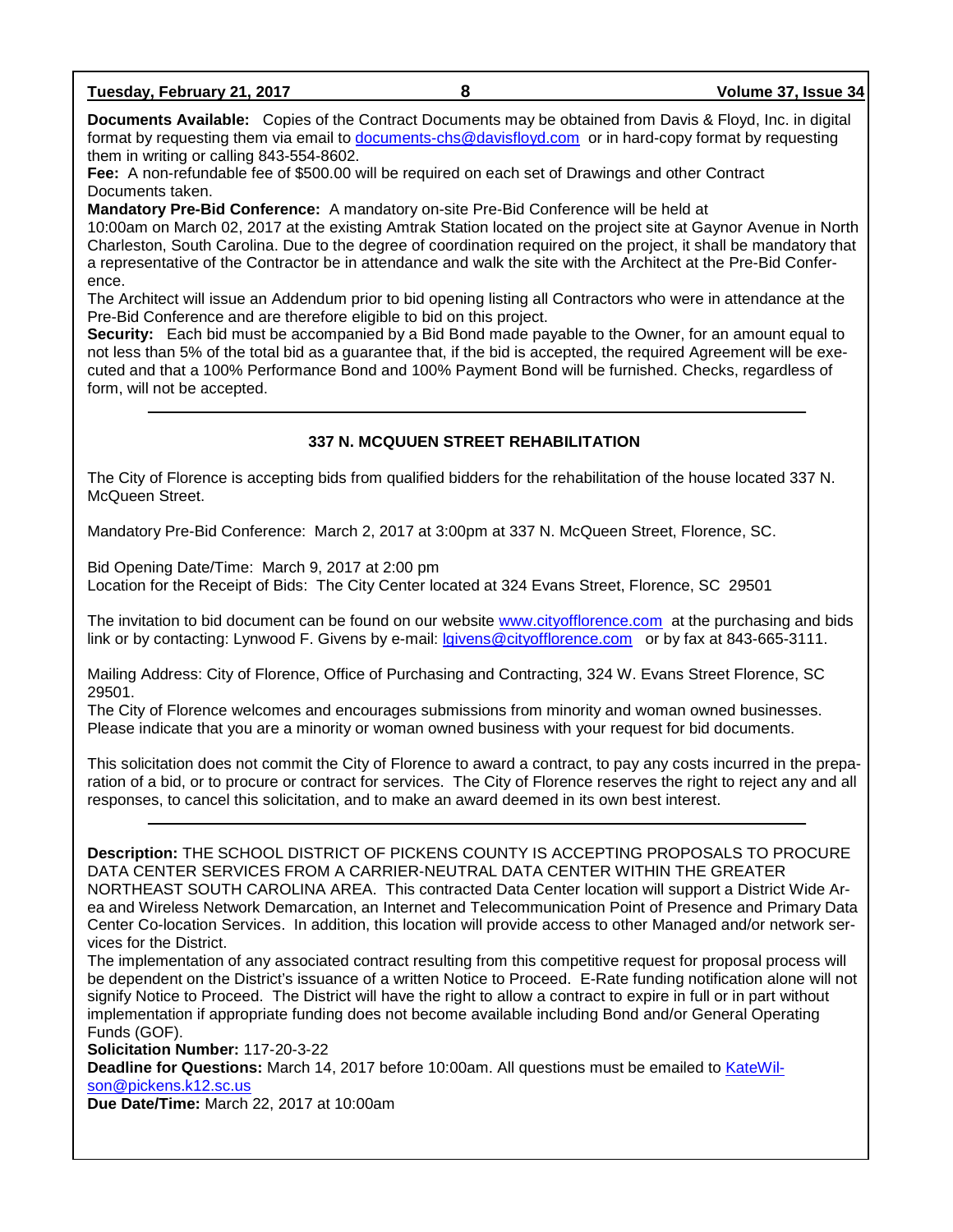**Documents Available:** Copies of the Contract Documents may be obtained from Davis & Floyd, Inc. in digital format by requesting them via email to documents-chs@davisfloyd.com or in hard-copy format by requesting them in writing or calling 843-554-8602.
**Fee:** A non-refundable fee of $500.00 will be required on each set of Drawings and other Contract Documents taken.
**Mandatory Pre-Bid Conference:** A mandatory on-site Pre-Bid Conference will be held at 10:00am on March 02, 2017 at the existing Amtrak Station located on the project site at Gaynor Avenue in North Charleston, South Carolina. Due to the degree of coordination required on the project, it shall be mandatory that a representative of the Contractor be in attendance and walk the site with the Architect at the Pre-Bid Conference.
The Architect will issue an Addendum prior to bid opening listing all Contractors who were in attendance at the Pre-Bid Conference and are therefore eligible to bid on this project.
**Security:** Each bid must be accompanied by a Bid Bond made payable to the Owner, for an amount equal to not less than 5% of the total bid as a guarantee that, if the bid is accepted, the required Agreement will be executed and that a 100% Performance Bond and 100% Payment Bond will be furnished. Checks, regardless of form, will not be accepted.

---

## 337 N. MCQUUEN STREET REHABILITATION

The City of Florence is accepting bids from qualified bidders for the rehabilitation of the house located 337 N. McQueen Street.

Mandatory Pre-Bid Conference: March 2, 2017 at 3:00pm at 337 N. McQueen Street, Florence, SC.

Bid Opening Date/Time: March 9, 2017 at 2:00 pm
Location for the Receipt of Bids: The City Center located at 324 Evans Street, Florence, SC 29501

The invitation to bid document can be found on our website www.cityofflorence.com at the purchasing and bids link or by contacting: Lynwood F. Givens by e-mail: lgivens@cityofflorence.com or by fax at 843-665-3111.

Mailing Address: City of Florence, Office of Purchasing and Contracting, 324 W. Evans Street Florence, SC 29501.
The City of Florence welcomes and encourages submissions from minority and woman owned businesses. Please indicate that you are a minority or woman owned business with your request for bid documents.

This solicitation does not commit the City of Florence to award a contract, to pay any costs incurred in the preparation of a bid, or to procure or contract for services. The City of Florence reserves the right to reject any and all responses, to cancel this solicitation, and to make an award deemed in its own best interest.

---

**Description:** THE SCHOOL DISTRICT OF PICKENS COUNTY IS ACCEPTING PROPOSALS TO PROCURE DATA CENTER SERVICES FROM A CARRIER-NEUTRAL DATA CENTER WITHIN THE GREATER NORTHEAST SOUTH CAROLINA AREA. This contracted Data Center location will support a District Wide Area and Wireless Network Demarcation, an Internet and Telecommunication Point of Presence and Primary Data Center Co-location Services. In addition, this location will provide access to other Managed and/or network services for the District.
The implementation of any associated contract resulting from this competitive request for proposal process will be dependent on the District's issuance of a written Notice to Proceed. E-Rate funding notification alone will not signify Notice to Proceed. The District will have the right to allow a contract to expire in full or in part without implementation if appropriate funding does not become available including Bond and/or General Operating Funds (GOF).
**Solicitation Number:** 117-20-3-22
**Deadline for Questions:** March 14, 2017 before 10:00am. All questions must be emailed to KateWilson@pickens.k12.sc.us
**Due Date/Time:** March 22, 2017 at 10:00am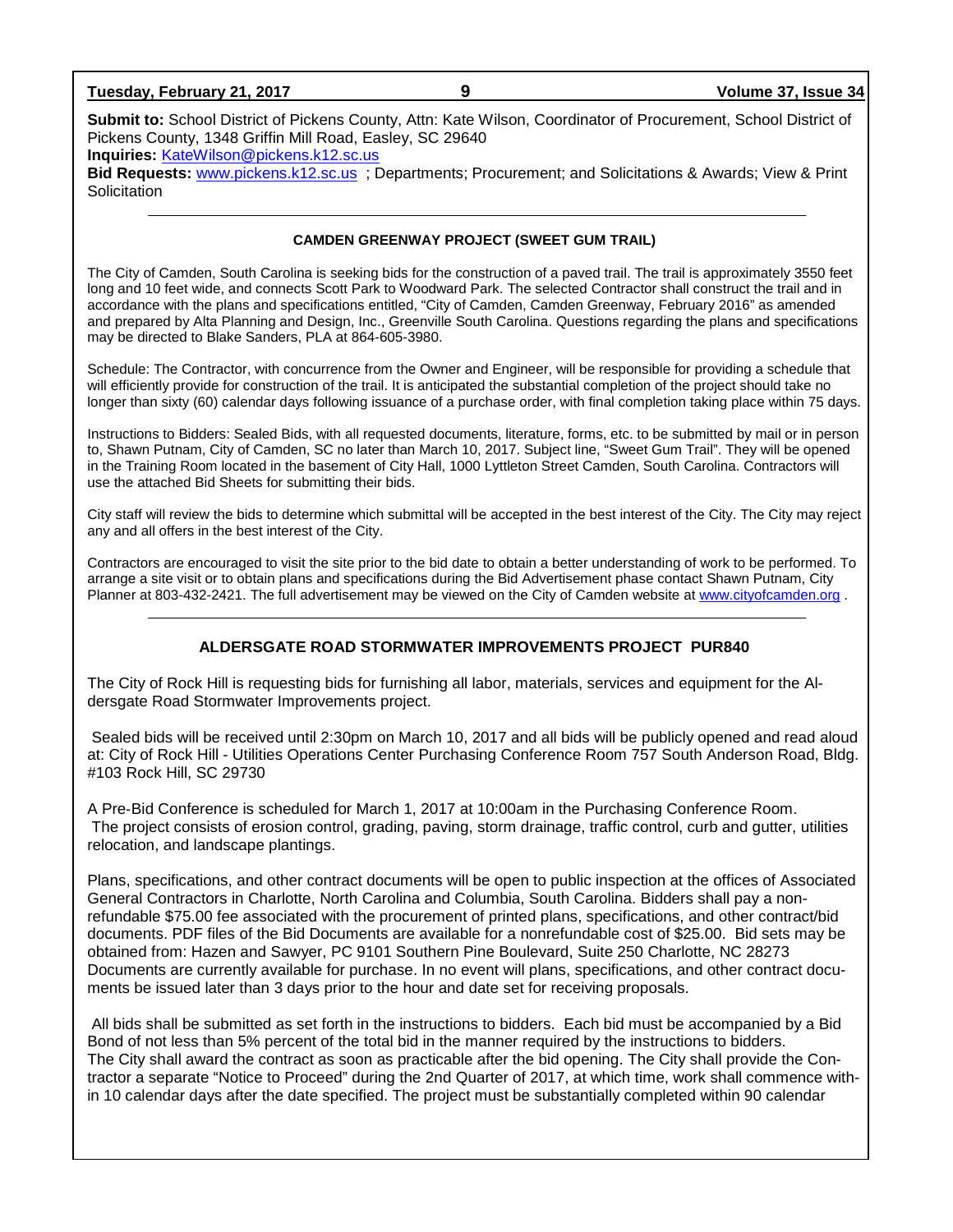**Submit to:** School District of Pickens County, Attn: Kate Wilson, Coordinator of Procurement, School District of Pickens County, 1348 Griffin Mill Road, Easley, SC 29640
**Inquiries:** KateWilson@pickens.k12.sc.us
**Bid Requests:** www.pickens.k12.sc.us ; Departments; Procurement; and Solicitations & Awards; View & Print Solicitation

---

### CAMDEN GREENWAY PROJECT (SWEET GUM TRAIL)

The City of Camden, South Carolina is seeking bids for the construction of a paved trail. The trail is approximately 3550 feet long and 10 feet wide, and connects Scott Park to Woodward Park. The selected Contractor shall construct the trail and in accordance with the plans and specifications entitled, "City of Camden, Camden Greenway, February 2016" as amended and prepared by Alta Planning and Design, Inc., Greenville South Carolina. Questions regarding the plans and specifications may be directed to Blake Sanders, PLA at 864-605-3980.

Schedule: The Contractor, with concurrence from the Owner and Engineer, will be responsible for providing a schedule that will efficiently provide for construction of the trail. It is anticipated the substantial completion of the project should take no longer than sixty (60) calendar days following issuance of a purchase order, with final completion taking place within 75 days.

Instructions to Bidders: Sealed Bids, with all requested documents, literature, forms, etc. to be submitted by mail or in person to, Shawn Putnam, City of Camden, SC no later than March 10, 2017. Subject line, "Sweet Gum Trail". They will be opened in the Training Room located in the basement of City Hall, 1000 Lyttleton Street Camden, South Carolina. Contractors will use the attached Bid Sheets for submitting their bids.

City staff will review the bids to determine which submittal will be accepted in the best interest of the City. The City may reject any and all offers in the best interest of the City.

Contractors are encouraged to visit the site prior to the bid date to obtain a better understanding of work to be performed. To arrange a site visit or to obtain plans and specifications during the Bid Advertisement phase contact Shawn Putnam, City Planner at 803-432-2421. The full advertisement may be viewed on the City of Camden website at www.cityofcamden.org .

---

### ALDERSGATE ROAD STORMWATER IMPROVEMENTS PROJECT PUR840

The City of Rock Hill is requesting bids for furnishing all labor, materials, services and equipment for the Aldersgate Road Stormwater Improvements project.

Sealed bids will be received until 2:30pm on March 10, 2017 and all bids will be publicly opened and read aloud at: City of Rock Hill - Utilities Operations Center Purchasing Conference Room 757 South Anderson Road, Bldg. #103 Rock Hill, SC 29730

A Pre-Bid Conference is scheduled for March 1, 2017 at 10:00am in the Purchasing Conference Room.
The project consists of erosion control, grading, paving, storm drainage, traffic control, curb and gutter, utilities relocation, and landscape plantings.

Plans, specifications, and other contract documents will be open to public inspection at the offices of Associated General Contractors in Charlotte, North Carolina and Columbia, South Carolina. Bidders shall pay a non-refundable $75.00 fee associated with the procurement of printed plans, specifications, and other contract/bid documents. PDF files of the Bid Documents are available for a nonrefundable cost of $25.00. Bid sets may be obtained from: Hazen and Sawyer, PC 9101 Southern Pine Boulevard, Suite 250 Charlotte, NC 28273
Documents are currently available for purchase. In no event will plans, specifications, and other contract documents be issued later than 3 days prior to the hour and date set for receiving proposals.

All bids shall be submitted as set forth in the instructions to bidders. Each bid must be accompanied by a Bid Bond of not less than 5% percent of the total bid in the manner required by the instructions to bidders.
The City shall award the contract as soon as practicable after the bid opening. The City shall provide the Contractor a separate "Notice to Proceed" during the 2nd Quarter of 2017, at which time, work shall commence within 10 calendar days after the date specified. The project must be substantially completed within 90 calendar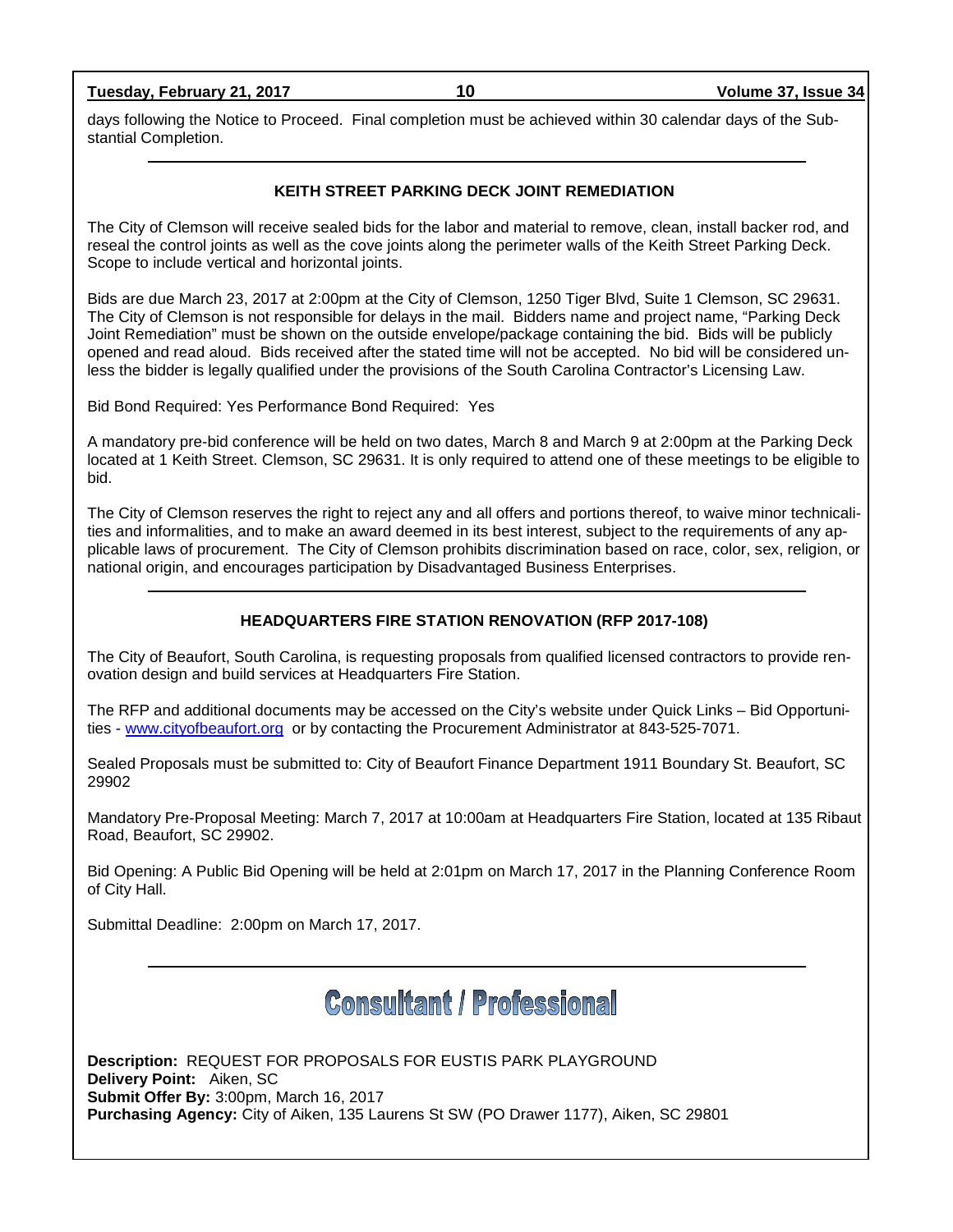days following the Notice to Proceed. Final completion must be achieved within 30 calendar days of the Substantial Completion.

---

### KEITH STREET PARKING DECK JOINT REMEDIATION

The City of Clemson will receive sealed bids for the labor and material to remove, clean, install backer rod, and reseal the control joints as well as the cove joints along the perimeter walls of the Keith Street Parking Deck. Scope to include vertical and horizontal joints.

Bids are due March 23, 2017 at 2:00pm at the City of Clemson, 1250 Tiger Blvd, Suite 1 Clemson, SC 29631. The City of Clemson is not responsible for delays in the mail. Bidders name and project name, "Parking Deck Joint Remediation" must be shown on the outside envelope/package containing the bid. Bids will be publicly opened and read aloud. Bids received after the stated time will not be accepted. No bid will be considered unless the bidder is legally qualified under the provisions of the South Carolina Contractor's Licensing Law.

Bid Bond Required: Yes Performance Bond Required: Yes

A mandatory pre-bid conference will be held on two dates, March 8 and March 9 at 2:00pm at the Parking Deck located at 1 Keith Street. Clemson, SC 29631. It is only required to attend one of these meetings to be eligible to bid.

The City of Clemson reserves the right to reject any and all offers and portions thereof, to waive minor technicalities and informalities, and to make an award deemed in its best interest, subject to the requirements of any applicable laws of procurement. The City of Clemson prohibits discrimination based on race, color, sex, religion, or national origin, and encourages participation by Disadvantaged Business Enterprises.

---

### HEADQUARTERS FIRE STATION RENOVATION (RFP 2017-108)

The City of Beaufort, South Carolina, is requesting proposals from qualified licensed contractors to provide renovation design and build services at Headquarters Fire Station.

The RFP and additional documents may be accessed on the City's website under Quick Links – Bid Opportunities - [www.cityofbeaufort.org](http://www.cityofbeaufort.org) or by contacting the Procurement Administrator at 843-525-7071.

Sealed Proposals must be submitted to: City of Beaufort Finance Department 1911 Boundary St. Beaufort, SC 29902

Mandatory Pre-Proposal Meeting: March 7, 2017 at 10:00am at Headquarters Fire Station, located at 135 Ribaut Road, Beaufort, SC 29902.

Bid Opening: A Public Bid Opening will be held at 2:01pm on March 17, 2017 in the Planning Conference Room of City Hall.

Submittal Deadline: 2:00pm on March 17, 2017.

---

## Consultant / Professional

**Description:** REQUEST FOR PROPOSALS FOR EUSTIS PARK PLAYGROUND
**Delivery Point:** Aiken, SC
**Submit Offer By:** 3:00pm, March 16, 2017
**Purchasing Agency:** City of Aiken, 135 Laurens St SW (PO Drawer 1177), Aiken, SC 29801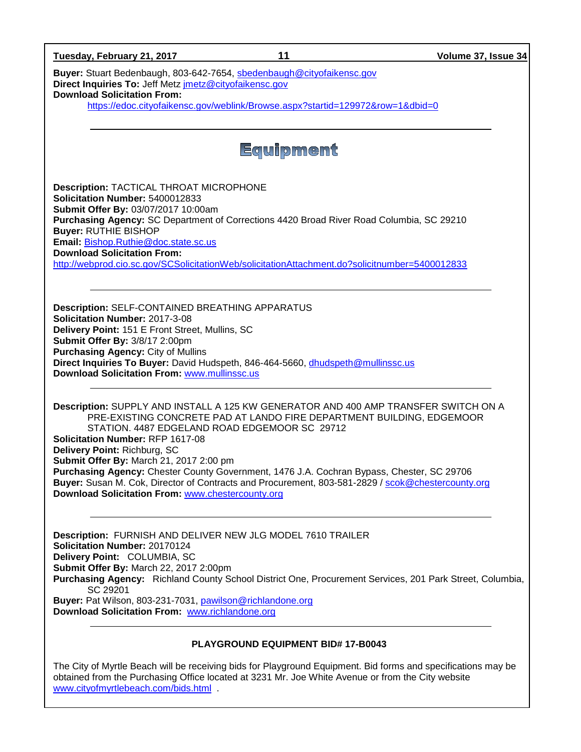**Buyer:** Stuart Bedenbaugh, 803-642-7654, sbedenbaugh@cityofaikensc.gov
**Direct Inquiries To:** Jeff Metz jmetz@cityofaikensc.gov
**Download Solicitation From:**
https://edoc.cityofaikensc.gov/weblink/Browse.aspx?startid=129972&row=1&dbid=0

---

# Equipment

**Description:** TACTICAL THROAT MICROPHONE
**Solicitation Number:** 5400012833
**Submit Offer By:** 03/07/2017 10:00am
**Purchasing Agency:** SC Department of Corrections 4420 Broad River Road Columbia, SC 29210
**Buyer:** RUTHIE BISHOP
**Email:** Bishop.Ruthie@doc.state.sc.us
**Download Solicitation From:**
http://webprod.cio.sc.gov/SCSolicitationWeb/solicitationAttachment.do?solicitnumber=5400012833

---

**Description:** SELF-CONTAINED BREATHING APPARATUS
**Solicitation Number:** 2017-3-08
**Delivery Point:** 151 E Front Street, Mullins, SC
**Submit Offer By:** 3/8/17 2:00pm
**Purchasing Agency:** City of Mullins
**Direct Inquiries To Buyer:** David Hudspeth, 846-464-5660, dhudspeth@mullinssc.us
**Download Solicitation From:** www.mullinssc.us

---

**Description:** SUPPLY AND INSTALL A 125 KW GENERATOR AND 400 AMP TRANSFER SWITCH ON A PRE-EXISTING CONCRETE PAD AT LANDO FIRE DEPARTMENT BUILDING, EDGEMOOR STATION. 4487 EDGELAND ROAD EDGEMOOR SC 29712
**Solicitation Number:** RFP 1617-08
**Delivery Point:** Richburg, SC
**Submit Offer By:** March 21, 2017 2:00 pm
**Purchasing Agency:** Chester County Government, 1476 J.A. Cochran Bypass, Chester, SC 29706
**Buyer:** Susan M. Cok, Director of Contracts and Procurement, 803-581-2829 / scok@chestercounty.org
**Download Solicitation From:** www.chestercounty.org

---

**Description:** FURNISH AND DELIVER NEW JLG MODEL 7610 TRAILER
**Solicitation Number:** 20170124
**Delivery Point:** COLUMBIA, SC
**Submit Offer By:** March 22, 2017 2:00pm
**Purchasing Agency:** Richland County School District One, Procurement Services, 201 Park Street, Columbia, SC 29201
**Buyer:** Pat Wilson, 803-231-7031, pawilson@richlandone.org
**Download Solicitation From:** www.richlandone.org

---

**PLAYGROUND EQUIPMENT BID# 17-B0043**

The City of Myrtle Beach will be receiving bids for Playground Equipment. Bid forms and specifications may be obtained from the Purchasing Office located at 3231 Mr. Joe White Avenue or from the City website www.cityofmyrtlebeach.com/bids.html .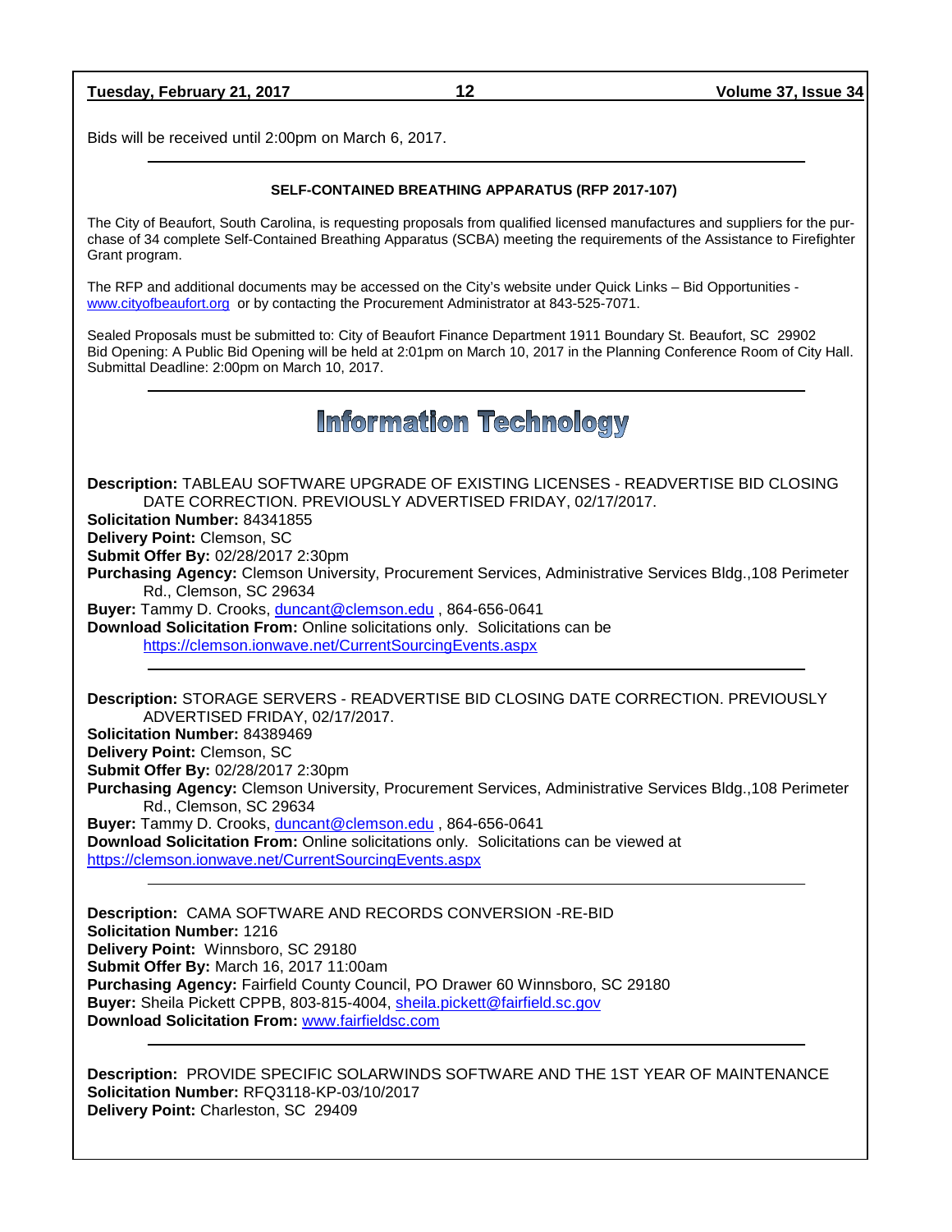Bids will be received until 2:00pm on March 6, 2017.

---

**SELF-CONTAINED BREATHING APPARATUS (RFP 2017-107)**

The City of Beaufort, South Carolina, is requesting proposals from qualified licensed manufactures and suppliers for the purchase of 34 complete Self-Contained Breathing Apparatus (SCBA) meeting the requirements of the Assistance to Firefighter Grant program.

The RFP and additional documents may be accessed on the City's website under Quick Links – Bid Opportunities - www.cityofbeaufort.org or by contacting the Procurement Administrator at 843-525-7071.

Sealed Proposals must be submitted to: City of Beaufort Finance Department 1911 Boundary St. Beaufort, SC 29902
Bid Opening: A Public Bid Opening will be held at 2:01pm on March 10, 2017 in the Planning Conference Room of City Hall.
Submittal Deadline: 2:00pm on March 10, 2017.

---

# Information Technology

**Description:** TABLEAU SOFTWARE UPGRADE OF EXISTING LICENSES - READVERTISE BID CLOSING DATE CORRECTION. PREVIOUSLY ADVERTISED FRIDAY, 02/17/2017.
**Solicitation Number:** 84341855
**Delivery Point:** Clemson, SC
**Submit Offer By:** 02/28/2017 2:30pm
**Purchasing Agency:** Clemson University, Procurement Services, Administrative Services Bldg.,108 Perimeter Rd., Clemson, SC 29634
**Buyer:** Tammy D. Crooks, duncant@clemson.edu , 864-656-0641
**Download Solicitation From:** Online solicitations only. Solicitations can be https://clemson.ionwave.net/CurrentSourcingEvents.aspx

---

**Description:** STORAGE SERVERS - READVERTISE BID CLOSING DATE CORRECTION. PREVIOUSLY ADVERTISED FRIDAY, 02/17/2017.
**Solicitation Number:** 84389469
**Delivery Point:** Clemson, SC
**Submit Offer By:** 02/28/2017 2:30pm
**Purchasing Agency:** Clemson University, Procurement Services, Administrative Services Bldg.,108 Perimeter Rd., Clemson, SC 29634
**Buyer:** Tammy D. Crooks, duncant@clemson.edu , 864-656-0641
**Download Solicitation From:** Online solicitations only. Solicitations can be viewed at https://clemson.ionwave.net/CurrentSourcingEvents.aspx

---

**Description:** CAMA SOFTWARE AND RECORDS CONVERSION -RE-BID
**Solicitation Number:** 1216
**Delivery Point:** Winnsboro, SC 29180
**Submit Offer By:** March 16, 2017 11:00am
**Purchasing Agency:** Fairfield County Council, PO Drawer 60 Winnsboro, SC 29180
**Buyer:** Sheila Pickett CPPB, 803-815-4004, sheila.pickett@fairfield.sc.gov
**Download Solicitation From:** www.fairfieldsc.com

---

**Description:** PROVIDE SPECIFIC SOLARWINDS SOFTWARE AND THE 1ST YEAR OF MAINTENANCE
**Solicitation Number:** RFQ3118-KP-03/10/2017
**Delivery Point:** Charleston, SC 29409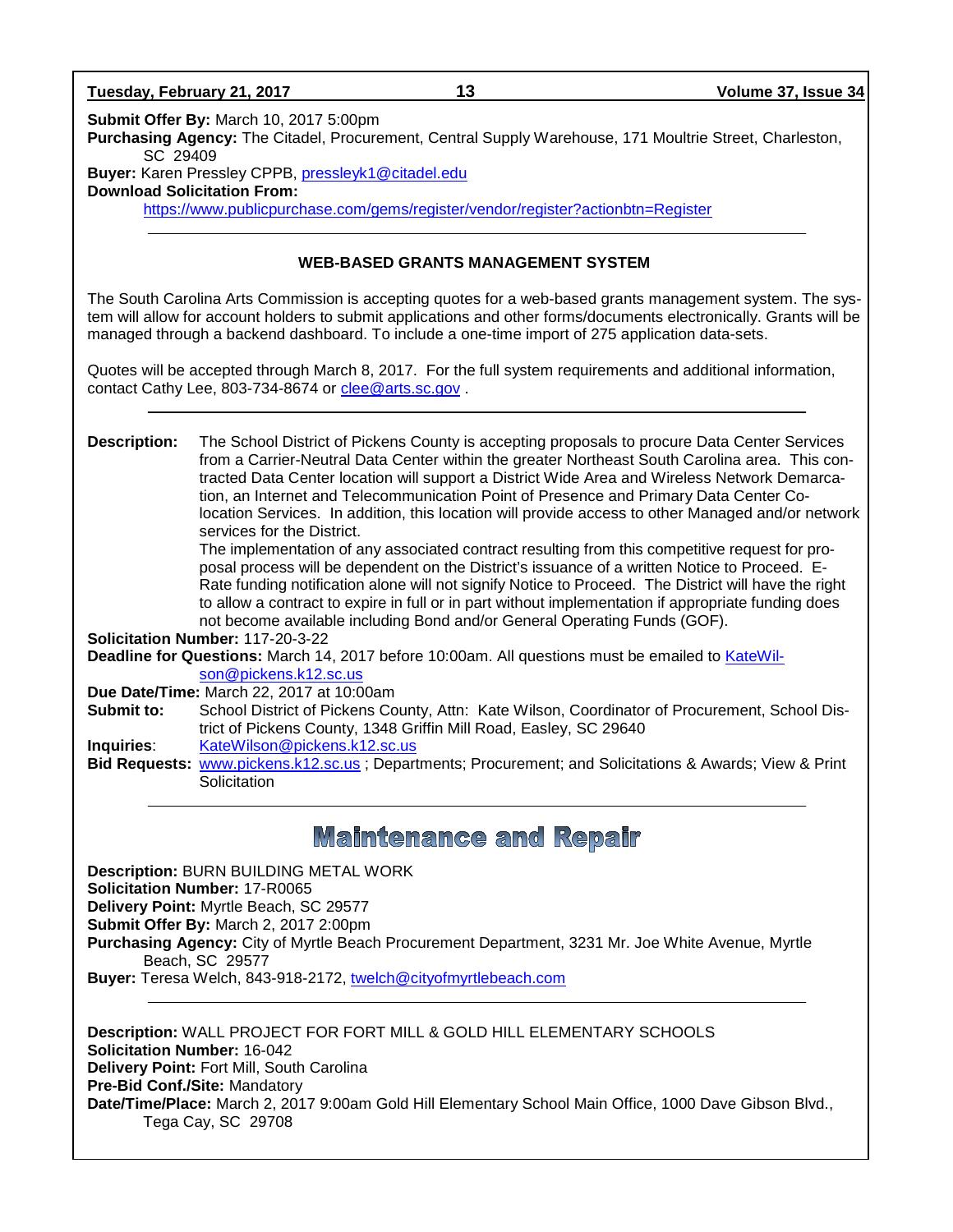**Submit Offer By:** March 10, 2017 5:00pm
**Purchasing Agency:** The Citadel, Procurement, Central Supply Warehouse, 171 Moultrie Street, Charleston, SC 29409
**Buyer:** Karen Pressley CPPB, pressleyk1@citadel.edu
**Download Solicitation From:**
https://www.publicpurchase.com/gems/register/vendor/register?actionbtn=Register

---

### WEB-BASED GRANTS MANAGEMENT SYSTEM

The South Carolina Arts Commission is accepting quotes for a web-based grants management system. The system will allow for account holders to submit applications and other forms/documents electronically. Grants will be managed through a backend dashboard. To include a one-time import of 275 application data-sets.

Quotes will be accepted through March 8, 2017. For the full system requirements and additional information, contact Cathy Lee, 803-734-8674 or clee@arts.sc.gov .

---

**Description:** The School District of Pickens County is accepting proposals to procure Data Center Services from a Carrier-Neutral Data Center within the greater Northeast South Carolina area. This contracted Data Center location will support a District Wide Area and Wireless Network Demarcation, an Internet and Telecommunication Point of Presence and Primary Data Center Co-location Services. In addition, this location will provide access to other Managed and/or network services for the District.
The implementation of any associated contract resulting from this competitive request for proposal process will be dependent on the District's issuance of a written Notice to Proceed. E-Rate funding notification alone will not signify Notice to Proceed. The District will have the right to allow a contract to expire in full or in part without implementation if appropriate funding does not become available including Bond and/or General Operating Funds (GOF).
**Solicitation Number:** 117-20-3-22
**Deadline for Questions:** March 14, 2017 before 10:00am. All questions must be emailed to KateWilson@pickens.k12.sc.us
**Due Date/Time:** March 22, 2017 at 10:00am
**Submit to:** School District of Pickens County, Attn: Kate Wilson, Coordinator of Procurement, School District of Pickens County, 1348 Griffin Mill Road, Easley, SC 29640
**Inquiries**: KateWilson@pickens.k12.sc.us
**Bid Requests:** www.pickens.k12.sc.us ; Departments; Procurement; and Solicitations & Awards; View & Print Solicitation

---

## Maintenance and Repair

**Description:** BURN BUILDING METAL WORK
**Solicitation Number:** 17-R0065
**Delivery Point:** Myrtle Beach, SC 29577
**Submit Offer By:** March 2, 2017 2:00pm
**Purchasing Agency:** City of Myrtle Beach Procurement Department, 3231 Mr. Joe White Avenue, Myrtle Beach, SC 29577
**Buyer:** Teresa Welch, 843-918-2172, twelch@cityofmyrtlebeach.com

---

**Description:** WALL PROJECT FOR FORT MILL & GOLD HILL ELEMENTARY SCHOOLS
**Solicitation Number:** 16-042
**Delivery Point:** Fort Mill, South Carolina
**Pre-Bid Conf./Site:** Mandatory
**Date/Time/Place:** March 2, 2017 9:00am Gold Hill Elementary School Main Office, 1000 Dave Gibson Blvd., Tega Cay, SC 29708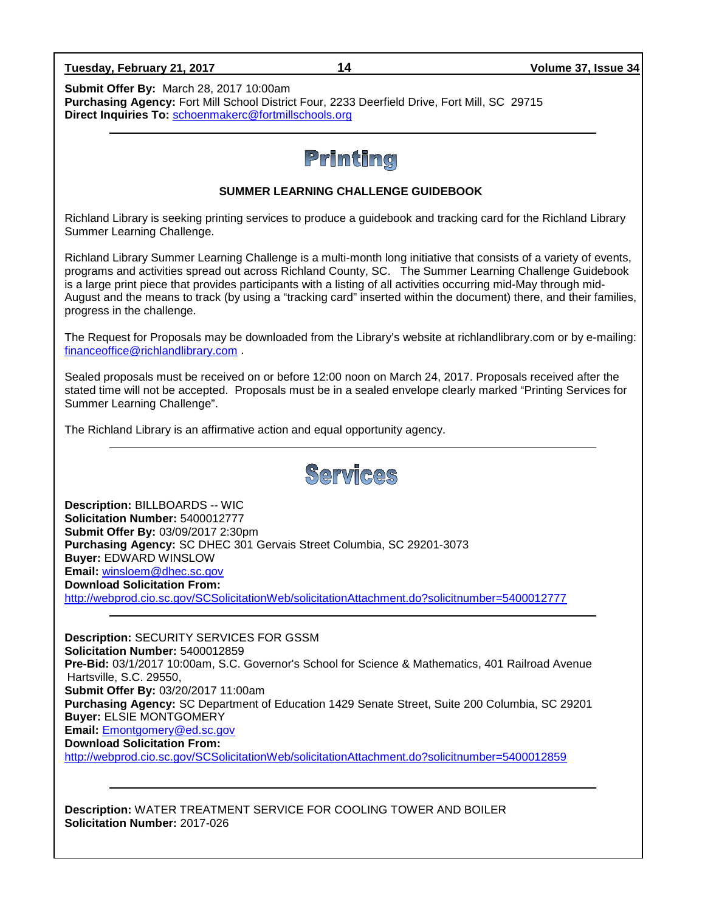**Submit Offer By:** March 28, 2017 10:00am
**Purchasing Agency:** Fort Mill School District Four, 2233 Deerfield Drive, Fort Mill, SC 29715
**Direct Inquiries To:** schoenmakerc@fortmillschools.org

---

# Printing

### SUMMER LEARNING CHALLENGE GUIDEBOOK

Richland Library is seeking printing services to produce a guidebook and tracking card for the Richland Library Summer Learning Challenge.

Richland Library Summer Learning Challenge is a multi-month long initiative that consists of a variety of events, programs and activities spread out across Richland County, SC. The Summer Learning Challenge Guidebook is a large print piece that provides participants with a listing of all activities occurring mid-May through mid-August and the means to track (by using a "tracking card" inserted within the document) there, and their families, progress in the challenge.

The Request for Proposals may be downloaded from the Library's website at richlandlibrary.com or by e-mailing: financeoffice@richlandlibrary.com .

Sealed proposals must be received on or before 12:00 noon on March 24, 2017. Proposals received after the stated time will not be accepted. Proposals must be in a sealed envelope clearly marked "Printing Services for Summer Learning Challenge".

The Richland Library is an affirmative action and equal opportunity agency.

---

# Services

**Description:** BILLBOARDS -- WIC
**Solicitation Number:** 5400012777
**Submit Offer By:** 03/09/2017 2:30pm
**Purchasing Agency:** SC DHEC 301 Gervais Street Columbia, SC 29201-3073
**Buyer:** EDWARD WINSLOW
**Email:** winsloem@dhec.sc.gov
**Download Solicitation From:**
http://webprod.cio.sc.gov/SCSolicitationWeb/solicitationAttachment.do?solicitnumber=5400012777

---

**Description:** SECURITY SERVICES FOR GSSM
**Solicitation Number:** 5400012859
**Pre-Bid:** 03/1/2017 10:00am, S.C. Governor's School for Science & Mathematics, 401 Railroad Avenue Hartsville, S.C. 29550,
**Submit Offer By:** 03/20/2017 11:00am
**Purchasing Agency:** SC Department of Education 1429 Senate Street, Suite 200 Columbia, SC 29201
**Buyer:** ELSIE MONTGOMERY
**Email:** Emontgomery@ed.sc.gov
**Download Solicitation From:**
http://webprod.cio.sc.gov/SCSolicitationWeb/solicitationAttachment.do?solicitnumber=5400012859

---

**Description:** WATER TREATMENT SERVICE FOR COOLING TOWER AND BOILER
**Solicitation Number:** 2017-026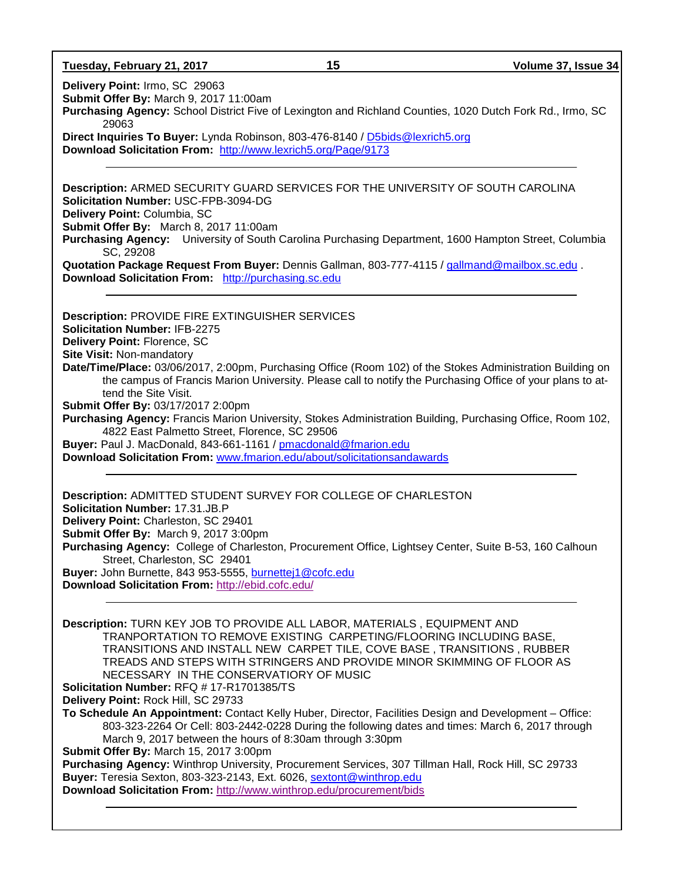**Delivery Point:** Irmo, SC 29063
**Submit Offer By:** March 9, 2017 11:00am
**Purchasing Agency:** School District Five of Lexington and Richland Counties, 1020 Dutch Fork Rd., Irmo, SC 29063
**Direct Inquiries To Buyer:** Lynda Robinson, 803-476-8140 / D5bids@lexrich5.org
**Download Solicitation From:** http://www.lexrich5.org/Page/9173

---

**Description:** ARMED SECURITY GUARD SERVICES FOR THE UNIVERSITY OF SOUTH CAROLINA
**Solicitation Number:** USC-FPB-3094-DG
**Delivery Point:** Columbia, SC
**Submit Offer By:** March 8, 2017 11:00am
**Purchasing Agency:** University of South Carolina Purchasing Department, 1600 Hampton Street, Columbia SC, 29208
**Quotation Package Request From Buyer:** Dennis Gallman, 803-777-4115 / gallmand@mailbox.sc.edu .
**Download Solicitation From:** http://purchasing.sc.edu

---

**Description:** PROVIDE FIRE EXTINGUISHER SERVICES
**Solicitation Number:** IFB-2275
**Delivery Point:** Florence, SC
**Site Visit:** Non-mandatory
**Date/Time/Place:** 03/06/2017, 2:00pm, Purchasing Office (Room 102) of the Stokes Administration Building on the campus of Francis Marion University. Please call to notify the Purchasing Office of your plans to attend the Site Visit.
**Submit Offer By:** 03/17/2017 2:00pm
**Purchasing Agency:** Francis Marion University, Stokes Administration Building, Purchasing Office, Room 102, 4822 East Palmetto Street, Florence, SC 29506
**Buyer:** Paul J. MacDonald, 843-661-1161 / pmacdonald@fmarion.edu
**Download Solicitation From:** www.fmarion.edu/about/solicitationsandawards

---

**Description:** ADMITTED STUDENT SURVEY FOR COLLEGE OF CHARLESTON
**Solicitation Number:** 17.31.JB.P
**Delivery Point:** Charleston, SC 29401
**Submit Offer By:** March 9, 2017 3:00pm
**Purchasing Agency:** College of Charleston, Procurement Office, Lightsey Center, Suite B-53, 160 Calhoun Street, Charleston, SC 29401
**Buyer:** John Burnette, 843 953-5555, burnettej1@cofc.edu
**Download Solicitation From:** http://ebid.cofc.edu/

---

**Description:** TURN KEY JOB TO PROVIDE ALL LABOR, MATERIALS , EQUIPMENT AND TRANPORTATION TO REMOVE EXISTING CARPETING/FLOORING INCLUDING BASE, TRANSITIONS AND INSTALL NEW CARPET TILE, COVE BASE , TRANSITIONS , RUBBER TREADS AND STEPS WITH STRINGERS AND PROVIDE MINOR SKIMMING OF FLOOR AS NECESSARY IN THE CONSERVATIORY OF MUSIC
**Solicitation Number:** RFQ # 17-R1701385/TS
**Delivery Point:** Rock Hill, SC 29733
**To Schedule An Appointment:** Contact Kelly Huber, Director, Facilities Design and Development – Office: 803-323-2264 Or Cell: 803-2442-0228 During the following dates and times: March 6, 2017 through March 9, 2017 between the hours of 8:30am through 3:30pm
**Submit Offer By:** March 15, 2017 3:00pm
**Purchasing Agency:** Winthrop University, Procurement Services, 307 Tillman Hall, Rock Hill, SC 29733
**Buyer:** Teresia Sexton, 803-323-2143, Ext. 6026, sextont@winthrop.edu
**Download Solicitation From:** http://www.winthrop.edu/procurement/bids

---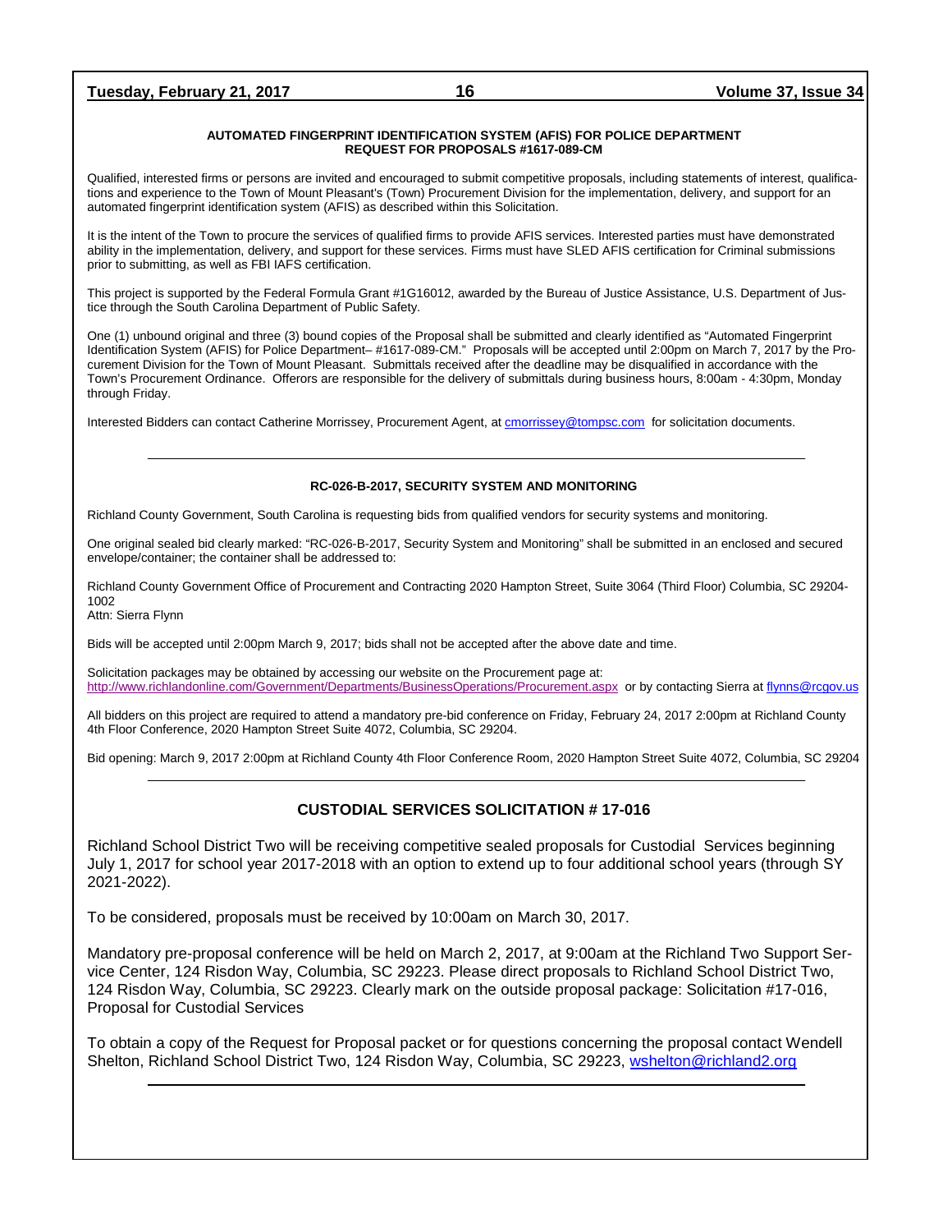## AUTOMATED FINGERPRINT IDENTIFICATION SYSTEM (AFIS) FOR POLICE DEPARTMENT
## REQUEST FOR PROPOSALS #1617-089-CM

Qualified, interested firms or persons are invited and encouraged to submit competitive proposals, including statements of interest, qualifications and experience to the Town of Mount Pleasant's (Town) Procurement Division for the implementation, delivery, and support for an automated fingerprint identification system (AFIS) as described within this Solicitation.

It is the intent of the Town to procure the services of qualified firms to provide AFIS services. Interested parties must have demonstrated ability in the implementation, delivery, and support for these services. Firms must have SLED AFIS certification for Criminal submissions prior to submitting, as well as FBI IAFS certification.

This project is supported by the Federal Formula Grant #1G16012, awarded by the Bureau of Justice Assistance, U.S. Department of Justice through the South Carolina Department of Public Safety.

One (1) unbound original and three (3) bound copies of the Proposal shall be submitted and clearly identified as "Automated Fingerprint Identification System (AFIS) for Police Department– #1617-089-CM." Proposals will be accepted until 2:00pm on March 7, 2017 by the Procurement Division for the Town of Mount Pleasant. Submittals received after the deadline may be disqualified in accordance with the Town's Procurement Ordinance. Offerors are responsible for the delivery of submittals during business hours, 8:00am - 4:30pm, Monday through Friday.

Interested Bidders can contact Catherine Morrissey, Procurement Agent, at cmorrissey@tompsc.com for solicitation documents.

---

## RC-026-B-2017, SECURITY SYSTEM AND MONITORING

Richland County Government, South Carolina is requesting bids from qualified vendors for security systems and monitoring.

One original sealed bid clearly marked: "RC-026-B-2017, Security System and Monitoring" shall be submitted in an enclosed and secured envelope/container; the container shall be addressed to:

Richland County Government Office of Procurement and Contracting 2020 Hampton Street, Suite 3064 (Third Floor) Columbia, SC 29204-1002
Attn: Sierra Flynn

Bids will be accepted until 2:00pm March 9, 2017; bids shall not be accepted after the above date and time.

Solicitation packages may be obtained by accessing our website on the Procurement page at:
http://www.richlandonline.com/Government/Departments/BusinessOperations/Procurement.aspx or by contacting Sierra at flynns@rcgov.us

All bidders on this project are required to attend a mandatory pre-bid conference on Friday, February 24, 2017 2:00pm at Richland County 4th Floor Conference, 2020 Hampton Street Suite 4072, Columbia, SC 29204.

Bid opening: March 9, 2017 2:00pm at Richland County 4th Floor Conference Room, 2020 Hampton Street Suite 4072, Columbia, SC 29204

---

## CUSTODIAL SERVICES SOLICITATION # 17-016

Richland School District Two will be receiving competitive sealed proposals for Custodial Services beginning July 1, 2017 for school year 2017-2018 with an option to extend up to four additional school years (through SY 2021-2022).

To be considered, proposals must be received by 10:00am on March 30, 2017.

Mandatory pre-proposal conference will be held on March 2, 2017, at 9:00am at the Richland Two Support Service Center, 124 Risdon Way, Columbia, SC 29223. Please direct proposals to Richland School District Two, 124 Risdon Way, Columbia, SC 29223. Clearly mark on the outside proposal package: Solicitation #17-016, Proposal for Custodial Services

To obtain a copy of the Request for Proposal packet or for questions concerning the proposal contact Wendell Shelton, Richland School District Two, 124 Risdon Way, Columbia, SC 29223, wshelton@richland2.org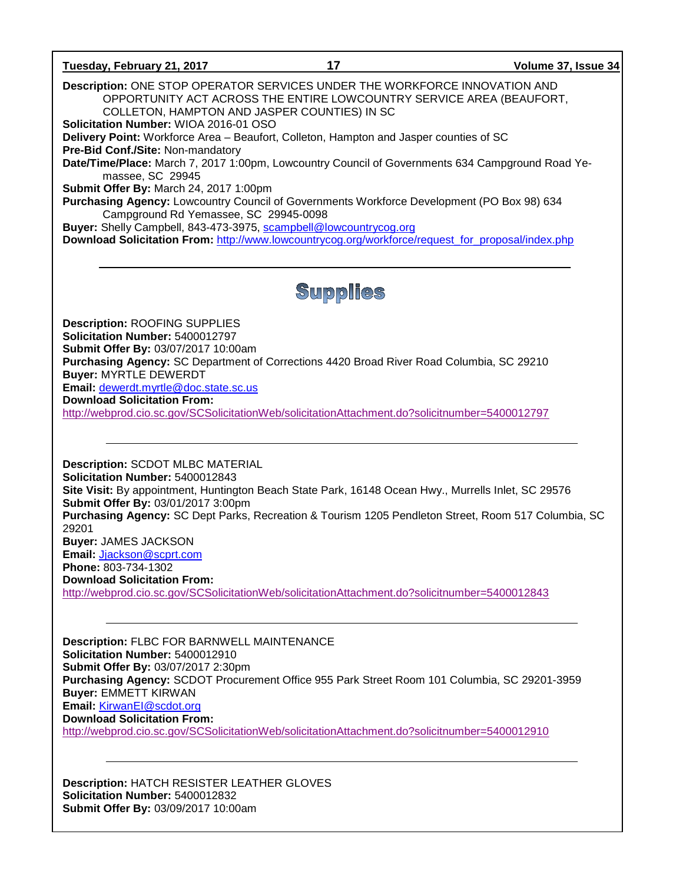**Description:** ONE STOP OPERATOR SERVICES UNDER THE WORKFORCE INNOVATION AND OPPORTUNITY ACT ACROSS THE ENTIRE LOWCOUNTRY SERVICE AREA (BEAUFORT, COLLETON, HAMPTON AND JASPER COUNTIES) IN SC
**Solicitation Number:** WIOA 2016-01 OSO
**Delivery Point:** Workforce Area – Beaufort, Colleton, Hampton and Jasper counties of SC
**Pre-Bid Conf./Site:** Non-mandatory
**Date/Time/Place:** March 7, 2017 1:00pm, Lowcountry Council of Governments 634 Campground Road Yemassee, SC 29945
**Submit Offer By:** March 24, 2017 1:00pm
**Purchasing Agency:** Lowcountry Council of Governments Workforce Development (PO Box 98) 634 Campground Rd Yemassee, SC 29945-0098
**Buyer:** Shelly Campbell, 843-473-3975, scampbell@lowcountrycog.org
**Download Solicitation From:** http://www.lowcountrycog.org/workforce/request_for_proposal/index.php

---

# Supplies

**Description:** ROOFING SUPPLIES
**Solicitation Number:** 5400012797
**Submit Offer By:** 03/07/2017 10:00am
**Purchasing Agency:** SC Department of Corrections 4420 Broad River Road Columbia, SC 29210
**Buyer:** MYRTLE DEWERDT
**Email:** dewerdt.myrtle@doc.state.sc.us
**Download Solicitation From:**
http://webprod.cio.sc.gov/SCSolicitationWeb/solicitationAttachment.do?solicitnumber=5400012797

---

**Description:** SCDOT MLBC MATERIAL
**Solicitation Number:** 5400012843
**Site Visit:** By appointment, Huntington Beach State Park, 16148 Ocean Hwy., Murrells Inlet, SC 29576
**Submit Offer By:** 03/01/2017 3:00pm
**Purchasing Agency:** SC Dept Parks, Recreation & Tourism 1205 Pendleton Street, Room 517 Columbia, SC 29201
**Buyer:** JAMES JACKSON
**Email:** Jjackson@scprt.com
**Phone:** 803-734-1302
**Download Solicitation From:**
http://webprod.cio.sc.gov/SCSolicitationWeb/solicitationAttachment.do?solicitnumber=5400012843

---

**Description:** FLBC FOR BARNWELL MAINTENANCE
**Solicitation Number:** 5400012910
**Submit Offer By:** 03/07/2017 2:30pm
**Purchasing Agency:** SCDOT Procurement Office 955 Park Street Room 101 Columbia, SC 29201-3959
**Buyer:** EMMETT KIRWAN
**Email:** KirwanEI@scdot.org
**Download Solicitation From:**
http://webprod.cio.sc.gov/SCSolicitationWeb/solicitationAttachment.do?solicitnumber=5400012910

---

**Description:** HATCH RESISTER LEATHER GLOVES
**Solicitation Number:** 5400012832
**Submit Offer By:** 03/09/2017 10:00am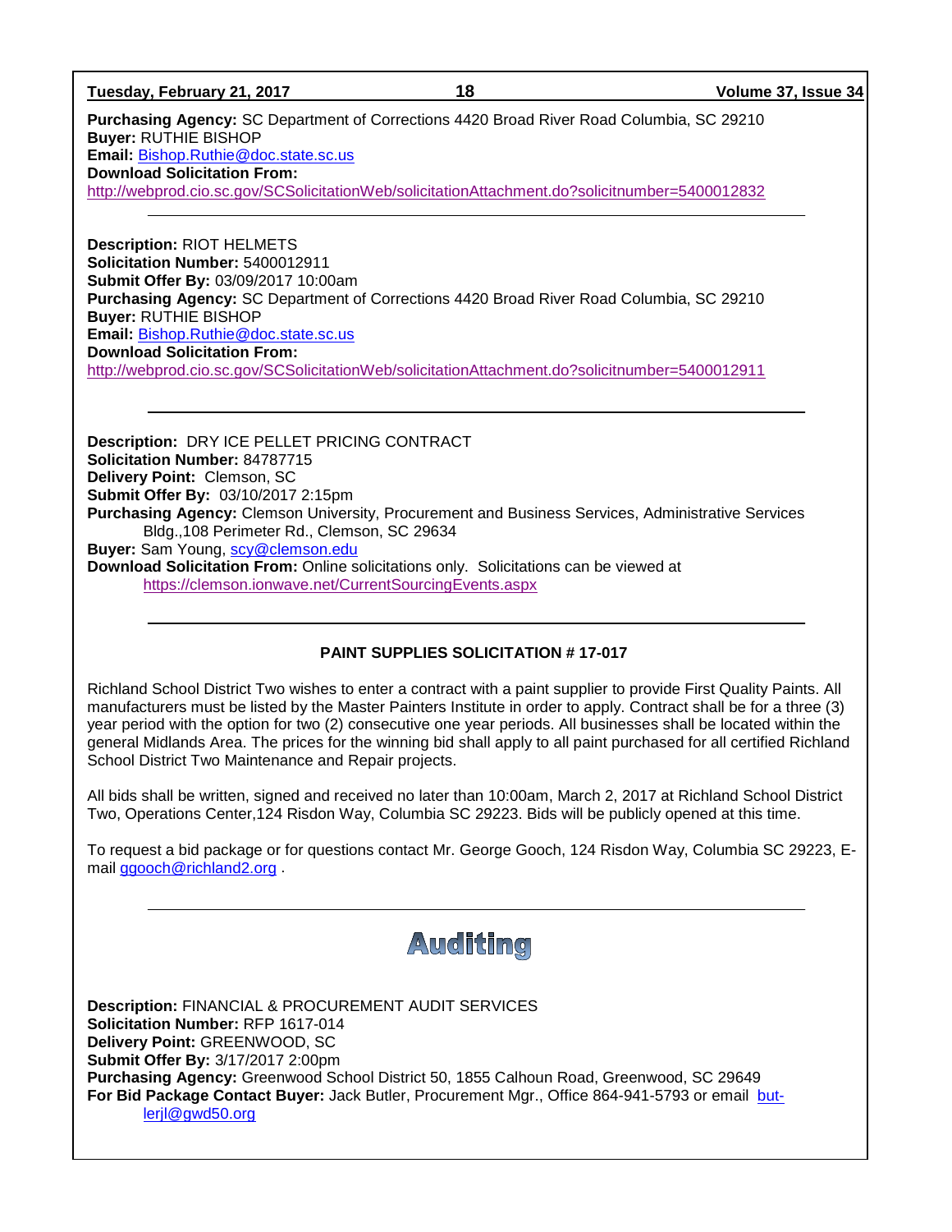**Purchasing Agency:** SC Department of Corrections 4420 Broad River Road Columbia, SC 29210
**Buyer:** RUTHIE BISHOP
**Email:** Bishop.Ruthie@doc.state.sc.us
**Download Solicitation From:**
http://webprod.cio.sc.gov/SCSolicitationWeb/solicitationAttachment.do?solicitnumber=5400012832

---

**Description:** RIOT HELMETS
**Solicitation Number:** 5400012911
**Submit Offer By:** 03/09/2017 10:00am
**Purchasing Agency:** SC Department of Corrections 4420 Broad River Road Columbia, SC 29210
**Buyer:** RUTHIE BISHOP
**Email:** Bishop.Ruthie@doc.state.sc.us
**Download Solicitation From:**
http://webprod.cio.sc.gov/SCSolicitationWeb/solicitationAttachment.do?solicitnumber=5400012911

---

**Description:** DRY ICE PELLET PRICING CONTRACT
**Solicitation Number:** 84787715
**Delivery Point:** Clemson, SC
**Submit Offer By:** 03/10/2017 2:15pm
**Purchasing Agency:** Clemson University, Procurement and Business Services, Administrative Services Bldg.,108 Perimeter Rd., Clemson, SC 29634
**Buyer:** Sam Young, scy@clemson.edu
**Download Solicitation From:** Online solicitations only. Solicitations can be viewed at https://clemson.ionwave.net/CurrentSourcingEvents.aspx

---

**PAINT SUPPLIES SOLICITATION # 17-017**

Richland School District Two wishes to enter a contract with a paint supplier to provide First Quality Paints. All manufacturers must be listed by the Master Painters Institute in order to apply. Contract shall be for a three (3) year period with the option for two (2) consecutive one year periods. All businesses shall be located within the general Midlands Area. The prices for the winning bid shall apply to all paint purchased for all certified Richland School District Two Maintenance and Repair projects.

All bids shall be written, signed and received no later than 10:00am, March 2, 2017 at Richland School District Two, Operations Center,124 Risdon Way, Columbia SC 29223. Bids will be publicly opened at this time.

To request a bid package or for questions contact Mr. George Gooch, 124 Risdon Way, Columbia SC 29223, E-mail ggooch@richland2.org .

---

## Auditing

**Description:** FINANCIAL & PROCUREMENT AUDIT SERVICES
**Solicitation Number:** RFP 1617-014
**Delivery Point:** GREENWOOD, SC
**Submit Offer By:** 3/17/2017 2:00pm
**Purchasing Agency:** Greenwood School District 50, 1855 Calhoun Road, Greenwood, SC 29649
**For Bid Package Contact Buyer:** Jack Butler, Procurement Mgr., Office 864-941-5793 or email butlerjl@gwd50.org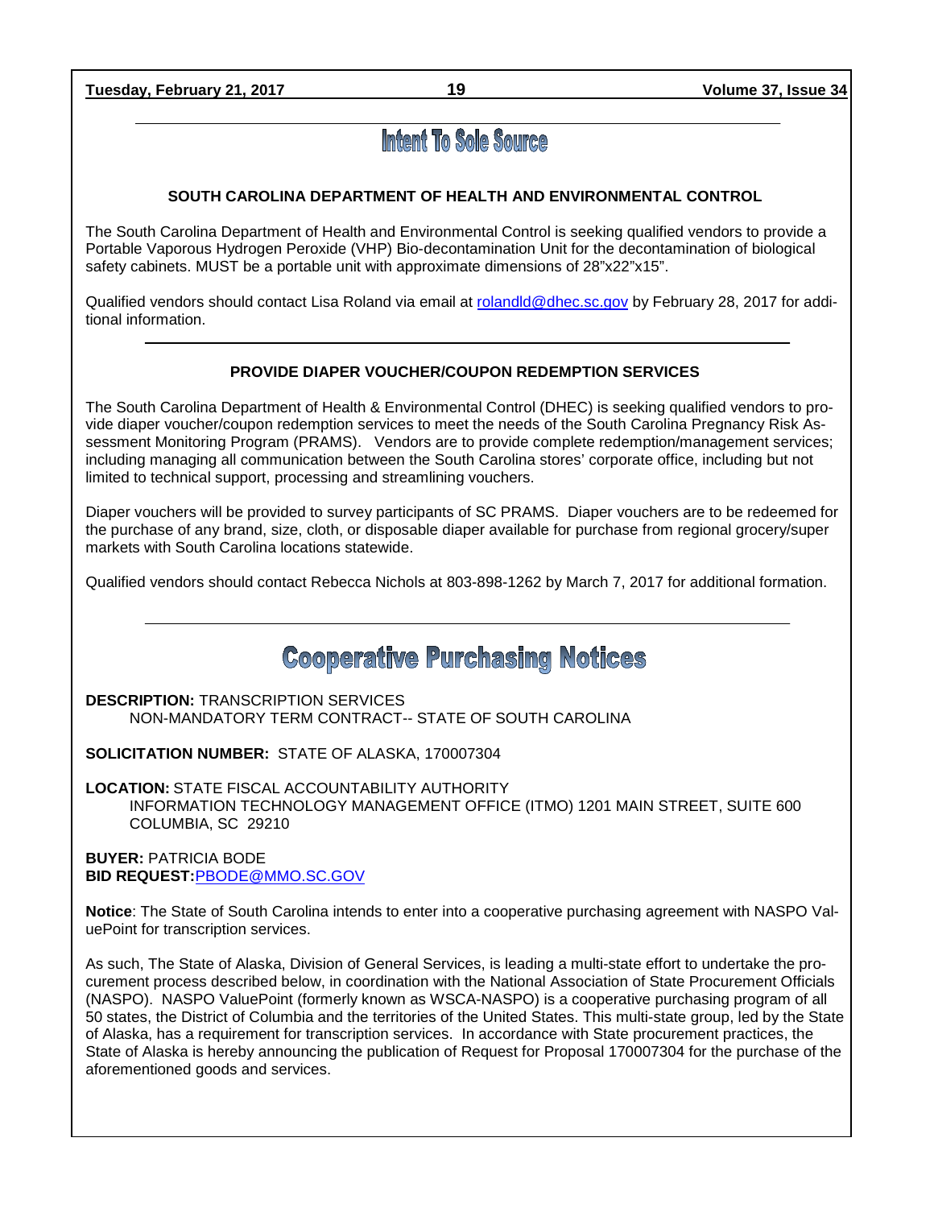# Intent To Sole Source

### SOUTH CAROLINA DEPARTMENT OF HEALTH AND ENVIRONMENTAL CONTROL

The South Carolina Department of Health and Environmental Control is seeking qualified vendors to provide a Portable Vaporous Hydrogen Peroxide (VHP) Bio-decontamination Unit for the decontamination of biological safety cabinets. MUST be a portable unit with approximate dimensions of 28"x22"x15".

Qualified vendors should contact Lisa Roland via email at rolandld@dhec.sc.gov by February 28, 2017 for additional information.

---

### PROVIDE DIAPER VOUCHER/COUPON REDEMPTION SERVICES

The South Carolina Department of Health & Environmental Control (DHEC) is seeking qualified vendors to provide diaper voucher/coupon redemption services to meet the needs of the South Carolina Pregnancy Risk Assessment Monitoring Program (PRAMS). Vendors are to provide complete redemption/management services; including managing all communication between the South Carolina stores' corporate office, including but not limited to technical support, processing and streamlining vouchers.

Diaper vouchers will be provided to survey participants of SC PRAMS. Diaper vouchers are to be redeemed for the purchase of any brand, size, cloth, or disposable diaper available for purchase from regional grocery/super markets with South Carolina locations statewide.

Qualified vendors should contact Rebecca Nichols at 803-898-1262 by March 7, 2017 for additional formation.

---

# Cooperative Purchasing Notices

**DESCRIPTION:** TRANSCRIPTION SERVICES
NON-MANDATORY TERM CONTRACT-- STATE OF SOUTH CAROLINA

**SOLICITATION NUMBER:** STATE OF ALASKA, 170007304

**LOCATION:** STATE FISCAL ACCOUNTABILITY AUTHORITY
INFORMATION TECHNOLOGY MANAGEMENT OFFICE (ITMO) 1201 MAIN STREET, SUITE 600
COLUMBIA, SC 29210

**BUYER:** PATRICIA BODE
**BID REQUEST:** PBODE@MMO.SC.GOV

**Notice**: The State of South Carolina intends to enter into a cooperative purchasing agreement with NASPO ValuePoint for transcription services.

As such, The State of Alaska, Division of General Services, is leading a multi-state effort to undertake the procurement process described below, in coordination with the National Association of State Procurement Officials (NASPO). NASPO ValuePoint (formerly known as WSCA-NASPO) is a cooperative purchasing program of all 50 states, the District of Columbia and the territories of the United States. This multi-state group, led by the State of Alaska, has a requirement for transcription services. In accordance with State procurement practices, the State of Alaska is hereby announcing the publication of Request for Proposal 170007304 for the purchase of the aforementioned goods and services.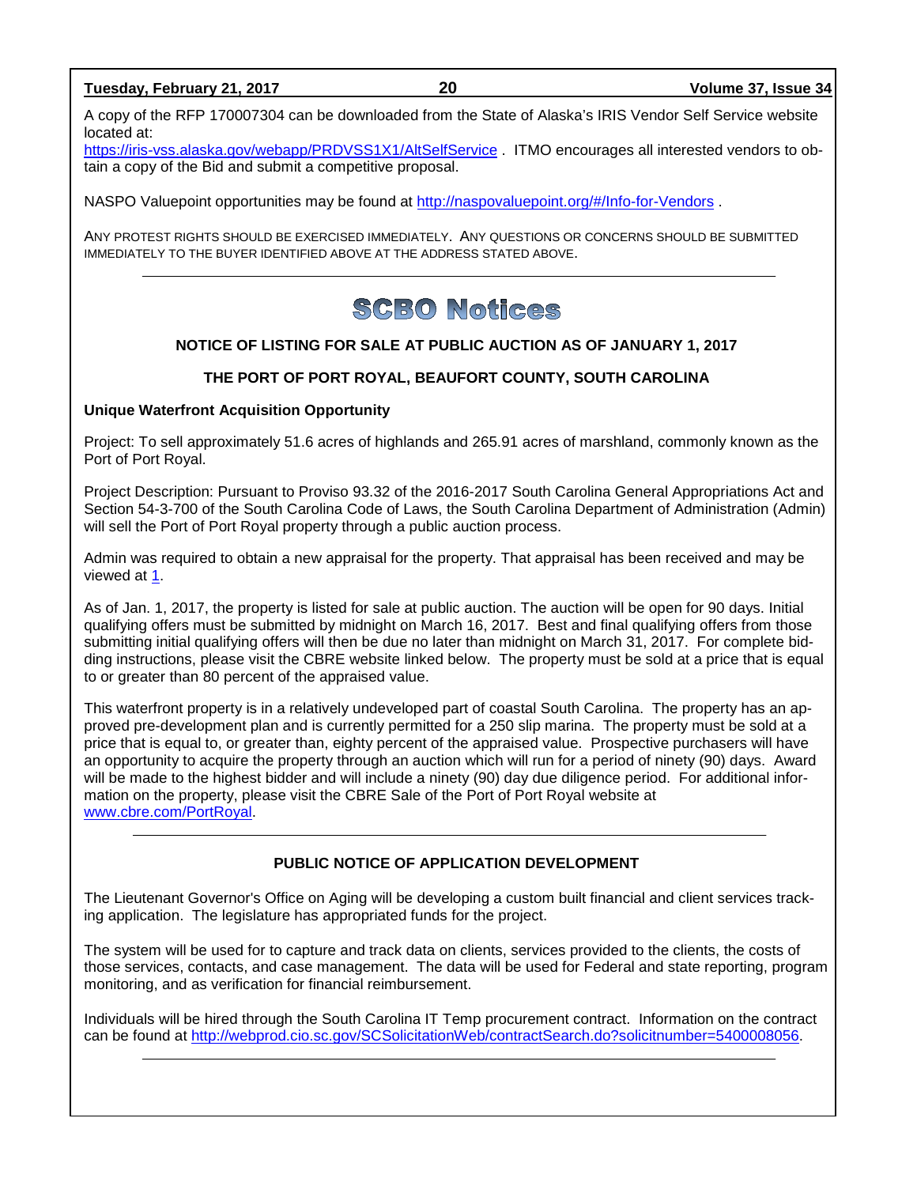A copy of the RFP 170007304 can be downloaded from the State of Alaska's IRIS Vendor Self Service website located at:
https://iris-vss.alaska.gov/webapp/PRDVSS1X1/AltSelfService . ITMO encourages all interested vendors to obtain a copy of the Bid and submit a competitive proposal.

NASPO Valuepoint opportunities may be found at http://naspovaluepoint.org/#/Info-for-Vendors .

ANY PROTEST RIGHTS SHOULD BE EXERCISED IMMEDIATELY. ANY QUESTIONS OR CONCERNS SHOULD BE SUBMITTED IMMEDIATELY TO THE BUYER IDENTIFIED ABOVE AT THE ADDRESS STATED ABOVE.

---

# SCBO Notices

**NOTICE OF LISTING FOR SALE AT PUBLIC AUCTION AS OF JANUARY 1, 2017**

**THE PORT OF PORT ROYAL, BEAUFORT COUNTY, SOUTH CAROLINA**

**Unique Waterfront Acquisition Opportunity**

Project: To sell approximately 51.6 acres of highlands and 265.91 acres of marshland, commonly known as the Port of Port Royal.

Project Description: Pursuant to Proviso 93.32 of the 2016-2017 South Carolina General Appropriations Act and Section 54-3-700 of the South Carolina Code of Laws, the South Carolina Department of Administration (Admin) will sell the Port of Port Royal property through a public auction process.

Admin was required to obtain a new appraisal for the property. That appraisal has been received and may be viewed at 1.

As of Jan. 1, 2017, the property is listed for sale at public auction. The auction will be open for 90 days. Initial qualifying offers must be submitted by midnight on March 16, 2017. Best and final qualifying offers from those submitting initial qualifying offers will then be due no later than midnight on March 31, 2017. For complete bidding instructions, please visit the CBRE website linked below. The property must be sold at a price that is equal to or greater than 80 percent of the appraised value.

This waterfront property is in a relatively undeveloped part of coastal South Carolina. The property has an approved pre-development plan and is currently permitted for a 250 slip marina. The property must be sold at a price that is equal to, or greater than, eighty percent of the appraised value. Prospective purchasers will have an opportunity to acquire the property through an auction which will run for a period of ninety (90) days. Award will be made to the highest bidder and will include a ninety (90) day due diligence period. For additional information on the property, please visit the CBRE Sale of the Port of Port Royal website at www.cbre.com/PortRoyal.

---

**PUBLIC NOTICE OF APPLICATION DEVELOPMENT**

The Lieutenant Governor's Office on Aging will be developing a custom built financial and client services tracking application. The legislature has appropriated funds for the project.

The system will be used for to capture and track data on clients, services provided to the clients, the costs of those services, contacts, and case management. The data will be used for Federal and state reporting, program monitoring, and as verification for financial reimbursement.

Individuals will be hired through the South Carolina IT Temp procurement contract. Information on the contract can be found at http://webprod.cio.sc.gov/SCSolicitationWeb/contractSearch.do?solicitnumber=5400008056.

---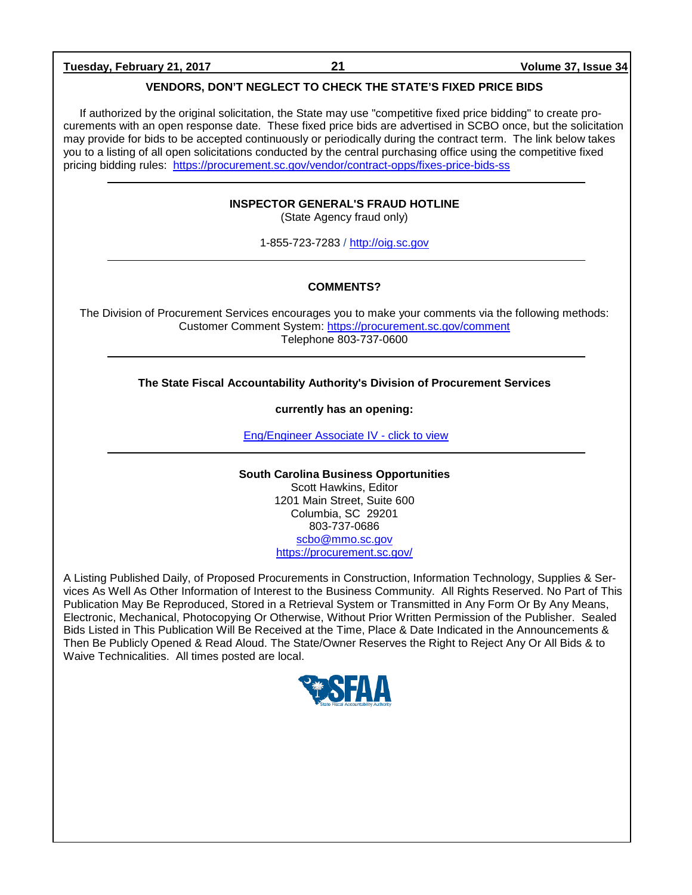## VENDORS, DON'T NEGLECT TO CHECK THE STATE'S FIXED PRICE BIDS

If authorized by the original solicitation, the State may use "competitive fixed price bidding" to create procurements with an open response date. These fixed price bids are advertised in SCBO once, but the solicitation may provide for bids to be accepted continuously or periodically during the contract term. The link below takes you to a listing of all open solicitations conducted by the central purchasing office using the competitive fixed pricing bidding rules: https://procurement.sc.gov/vendor/contract-opps/fixes-price-bids-ss

---

**INSPECTOR GENERAL'S FRAUD HOTLINE**
(State Agency fraud only)

1-855-723-7283 / http://oig.sc.gov

---

**COMMENTS?**

The Division of Procurement Services encourages you to make your comments via the following methods:
Customer Comment System: https://procurement.sc.gov/comment
Telephone 803-737-0600

---

**The State Fiscal Accountability Authority's Division of Procurement Services**

**currently has an opening:**

Eng/Engineer Associate IV - click to view

---

**South Carolina Business Opportunities**
Scott Hawkins, Editor
1201 Main Street, Suite 600
Columbia, SC 29201
803-737-0686
scbo@mmo.sc.gov
https://procurement.sc.gov/

A Listing Published Daily, of Proposed Procurements in Construction, Information Technology, Supplies & Services As Well As Other Information of Interest to the Business Community. All Rights Reserved. No Part of This Publication May Be Reproduced, Stored in a Retrieval System or Transmitted in Any Form Or By Any Means, Electronic, Mechanical, Photocopying Or Otherwise, Without Prior Written Permission of the Publisher. Sealed Bids Listed in This Publication Will Be Received at the Time, Place & Date Indicated in the Announcements & Then Be Publicly Opened & Read Aloud. The State/Owner Reserves the Right to Reject Any Or All Bids & to Waive Technicalities. All times posted are local.

SFAA
State Fiscal Accountability Authority